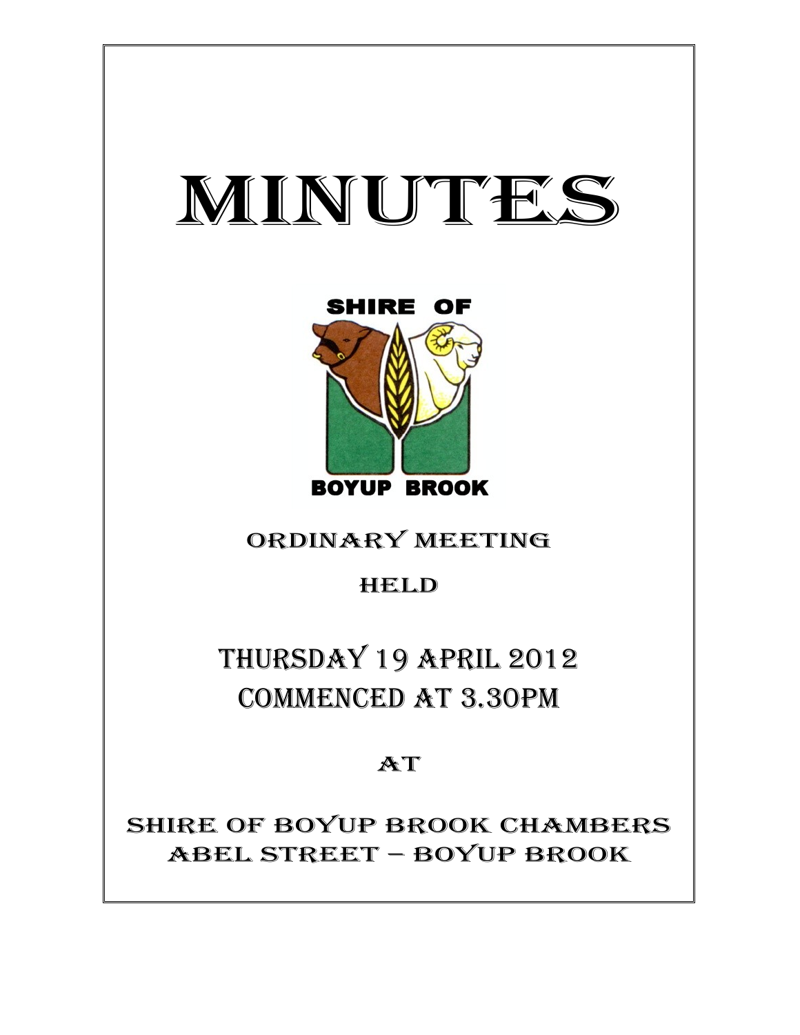# MINUTES

SHIRE OF

BOYUP BROOK

ORDINARY MEETING

HELD

## THURSDAY 19 APRIL 2012
## COMMENCED AT 3.30PM

AT

SHIRE OF BOYUP BROOK CHAMBERS
ABEL STREET – BOYUP BROOK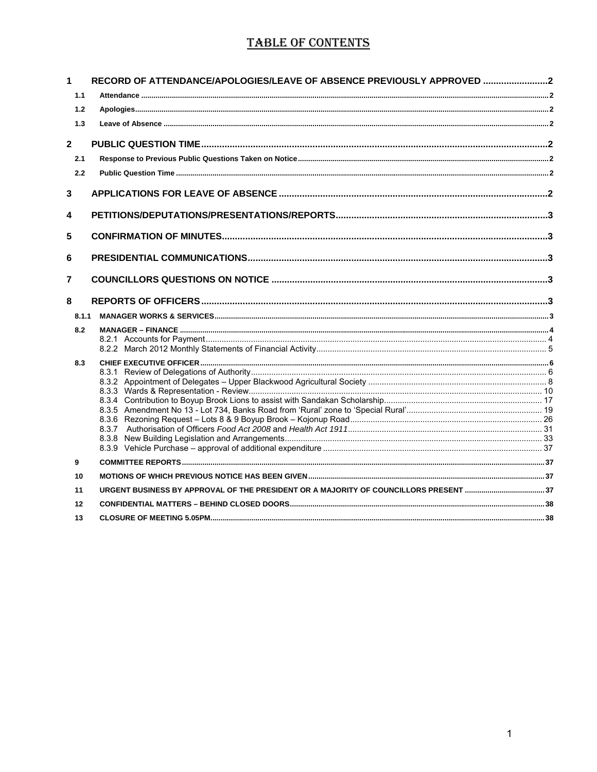# TABLE OF CONTENTS

| | | |
|---|---|---|
| **1** | **RECORD OF ATTENDANCE/APOLOGIES/LEAVE OF ABSENCE PREVIOUSLY APPROVED** | **2** |
| 1.1 | Attendance | 2 |
| 1.2 | Apologies | 2 |
| 1.3 | Leave of Absence | 2 |
| **2** | **PUBLIC QUESTION TIME** | **2** |
| 2.1 | Response to Previous Public Questions Taken on Notice | 2 |
| 2.2 | Public Question Time | 2 |
| **3** | **APPLICATIONS FOR LEAVE OF ABSENCE** | **2** |
| **4** | **PETITIONS/DEPUTATIONS/PRESENTATIONS/REPORTS** | **3** |
| **5** | **CONFIRMATION OF MINUTES** | **3** |
| **6** | **PRESIDENTIAL COMMUNICATIONS** | **3** |
| **7** | **COUNCILLORS QUESTIONS ON NOTICE** | **3** |
| **8** | **REPORTS OF OFFICERS** | **3** |
| 8.1.1 | MANAGER WORKS & SERVICES | 3 |
| 8.2 | MANAGER – FINANCE | 4 |
| | 8.2.1 Accounts for Payment | 4 |
| | 8.2.2 March 2012 Monthly Statements of Financial Activity | 5 |
| 8.3 | CHIEF EXECUTIVE OFFICER | 6 |
| | 8.3.1 Review of Delegations of Authority | 6 |
| | 8.3.2 Appointment of Delegates – Upper Blackwood Agricultural Society | 8 |
| | 8.3.3 Wards & Representation - Review | 10 |
| | 8.3.4 Contribution to Boyup Brook Lions to assist with Sandakan Scholarship | 17 |
| | 8.3.5 Amendment No 13 - Lot 734, Banks Road from 'Rural' zone to 'Special Rural' | 19 |
| | 8.3.6 Rezoning Request – Lots 8 & 9 Boyup Brook – Kojonup Road | 26 |
| | 8.3.7 Authorisation of Officers *Food Act 2008* and *Health Act 1911* | 31 |
| | 8.3.8 New Building Legislation and Arrangements | 33 |
| | 8.3.9 Vehicle Purchase – approval of additional expenditure | 37 |
| 9 | COMMITTEE REPORTS | 37 |
| 10 | MOTIONS OF WHICH PREVIOUS NOTICE HAS BEEN GIVEN | 37 |
| 11 | URGENT BUSINESS BY APPROVAL OF THE PRESIDENT OR A MAJORITY OF COUNCILLORS PRESENT | 37 |
| 12 | CONFIDENTIAL MATTERS – BEHIND CLOSED DOORS | 38 |
| 13 | CLOSURE OF MEETING 5.05PM | 38 |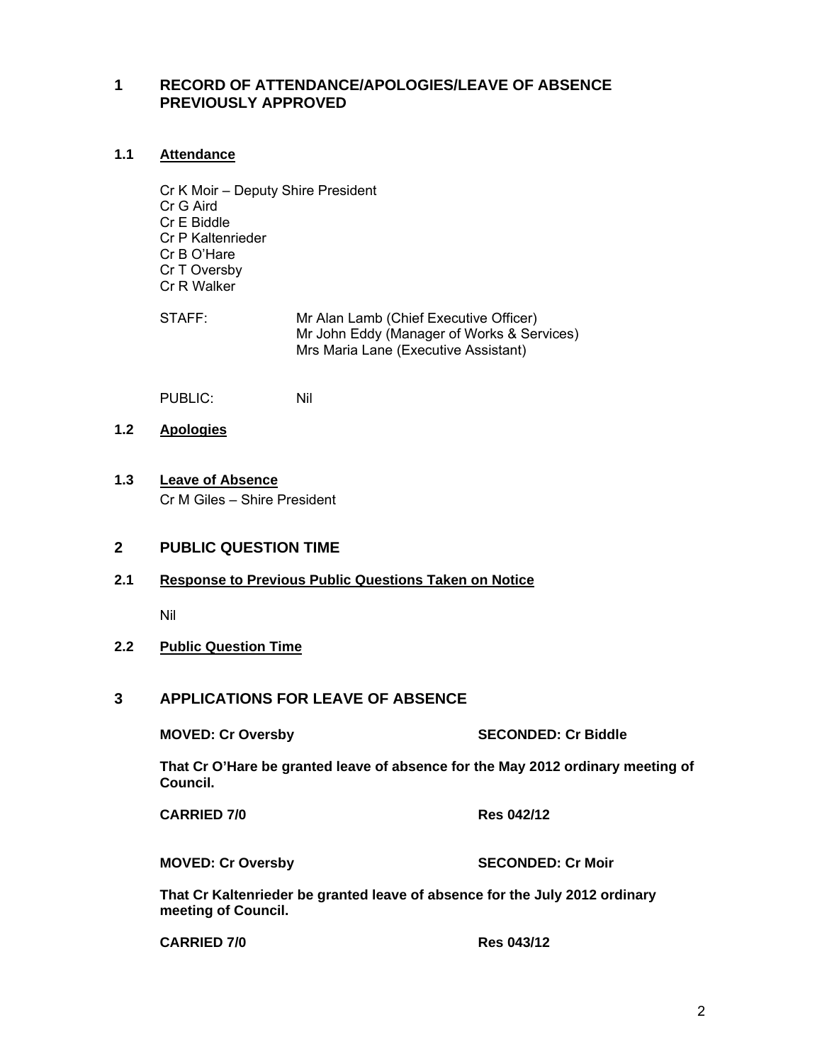# 1 RECORD OF ATTENDANCE/APOLOGIES/LEAVE OF ABSENCE PREVIOUSLY APPROVED

## 1.1 Attendance

Cr K Moir – Deputy Shire President
Cr G Aird
Cr E Biddle
Cr P Kaltenrieder
Cr B O'Hare
Cr T Oversby
Cr R Walker

STAFF: Mr Alan Lamb (Chief Executive Officer)
Mr John Eddy (Manager of Works & Services)
Mrs Maria Lane (Executive Assistant)

PUBLIC: Nil

## 1.2 Apologies

## 1.3 Leave of Absence

Cr M Giles – Shire President

# 2 PUBLIC QUESTION TIME

## 2.1 Response to Previous Public Questions Taken on Notice

Nil

## 2.2 Public Question Time

# 3 APPLICATIONS FOR LEAVE OF ABSENCE

**MOVED: Cr Oversby** **SECONDED: Cr Biddle**

**That Cr O'Hare be granted leave of absence for the May 2012 ordinary meeting of Council.**

**CARRIED 7/0** **Res 042/12**

**MOVED: Cr Oversby** **SECONDED: Cr Moir**

**That Cr Kaltenrieder be granted leave of absence for the July 2012 ordinary meeting of Council.**

**CARRIED 7/0** **Res 043/12**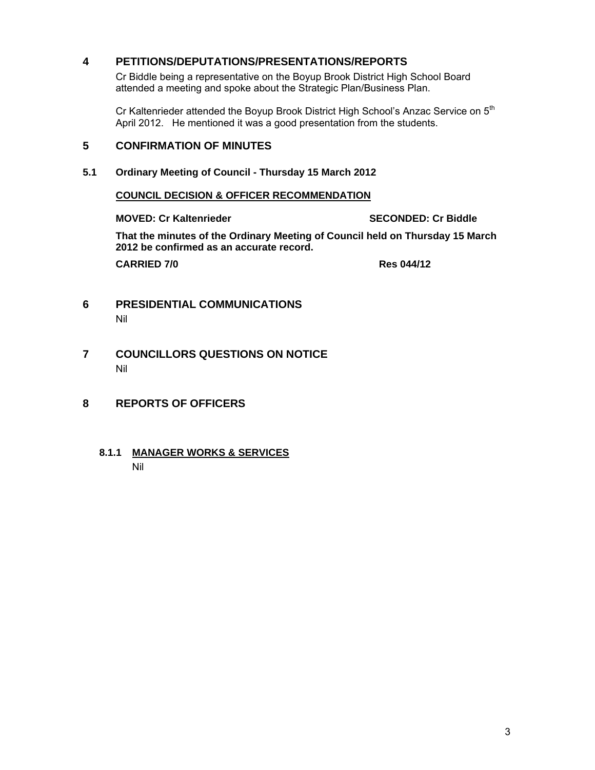## 4 PETITIONS/DEPUTATIONS/PRESENTATIONS/REPORTS

Cr Biddle being a representative on the Boyup Brook District High School Board attended a meeting and spoke about the Strategic Plan/Business Plan.

Cr Kaltenrieder attended the Boyup Brook District High School's Anzac Service on 5th April 2012. He mentioned it was a good presentation from the students.

## 5 CONFIRMATION OF MINUTES

### 5.1 Ordinary Meeting of Council - Thursday 15 March 2012

**COUNCIL DECISION & OFFICER RECOMMENDATION**

**MOVED: Cr Kaltenrieder** **SECONDED: Cr Biddle**

**That the minutes of the Ordinary Meeting of Council held on Thursday 15 March 2012 be confirmed as an accurate record.**

**CARRIED 7/0** **Res 044/12**

## 6 PRESIDENTIAL COMMUNICATIONS

Nil

## 7 COUNCILLORS QUESTIONS ON NOTICE

Nil

## 8 REPORTS OF OFFICERS

### 8.1.1 MANAGER WORKS & SERVICES

Nil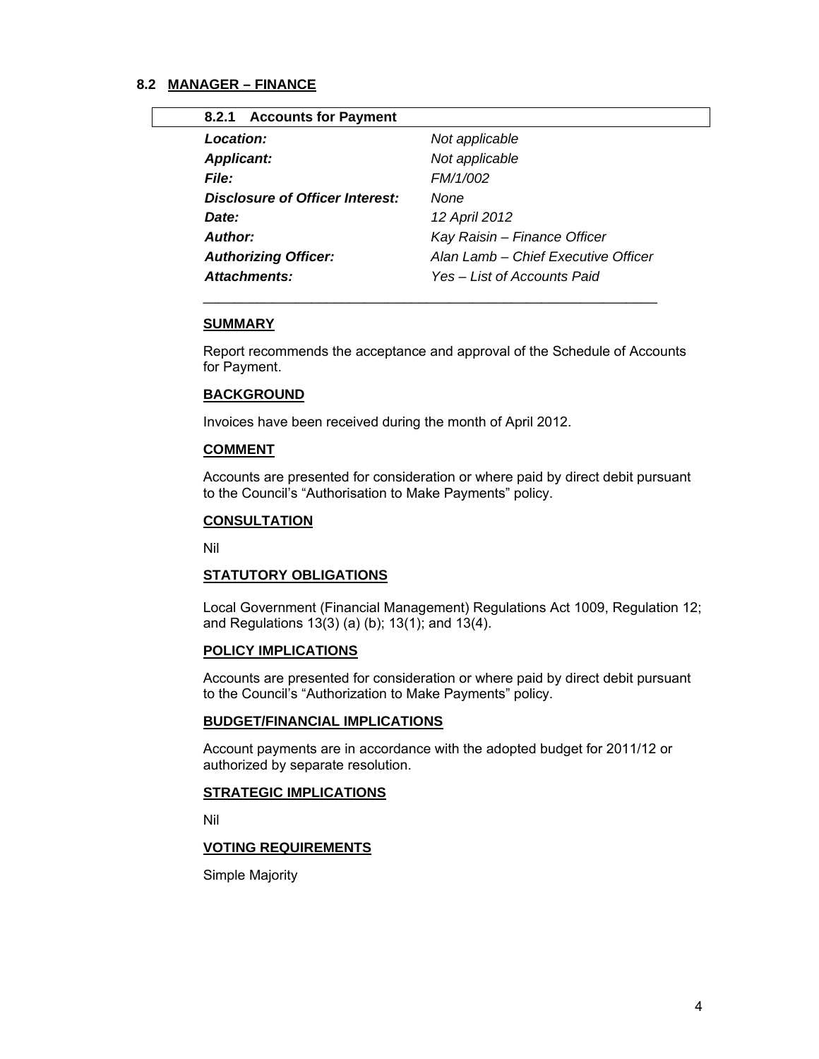## 8.2 MANAGER – FINANCE

### 8.2.1 Accounts for Payment

| | |
|---|---|
| ***Location:*** | *Not applicable* |
| ***Applicant:*** | *Not applicable* |
| ***File:*** | *FM/1/002* |
| ***Disclosure of Officer Interest:*** | *None* |
| ***Date:*** | *12 April 2012* |
| ***Author:*** | *Kay Raisin – Finance Officer* |
| ***Authorizing Officer:*** | *Alan Lamb – Chief Executive Officer* |
| ***Attachments:*** | *Yes – List of Accounts Paid* |

**SUMMARY**

Report recommends the acceptance and approval of the Schedule of Accounts for Payment.

**BACKGROUND**

Invoices have been received during the month of April 2012.

**COMMENT**

Accounts are presented for consideration or where paid by direct debit pursuant to the Council's "Authorisation to Make Payments" policy.

**CONSULTATION**

Nil

**STATUTORY OBLIGATIONS**

Local Government (Financial Management) Regulations Act 1009, Regulation 12; and Regulations 13(3) (a) (b); 13(1); and 13(4).

**POLICY IMPLICATIONS**

Accounts are presented for consideration or where paid by direct debit pursuant to the Council's "Authorization to Make Payments" policy.

**BUDGET/FINANCIAL IMPLICATIONS**

Account payments are in accordance with the adopted budget for 2011/12 or authorized by separate resolution.

**STRATEGIC IMPLICATIONS**

Nil

**VOTING REQUIREMENTS**

Simple Majority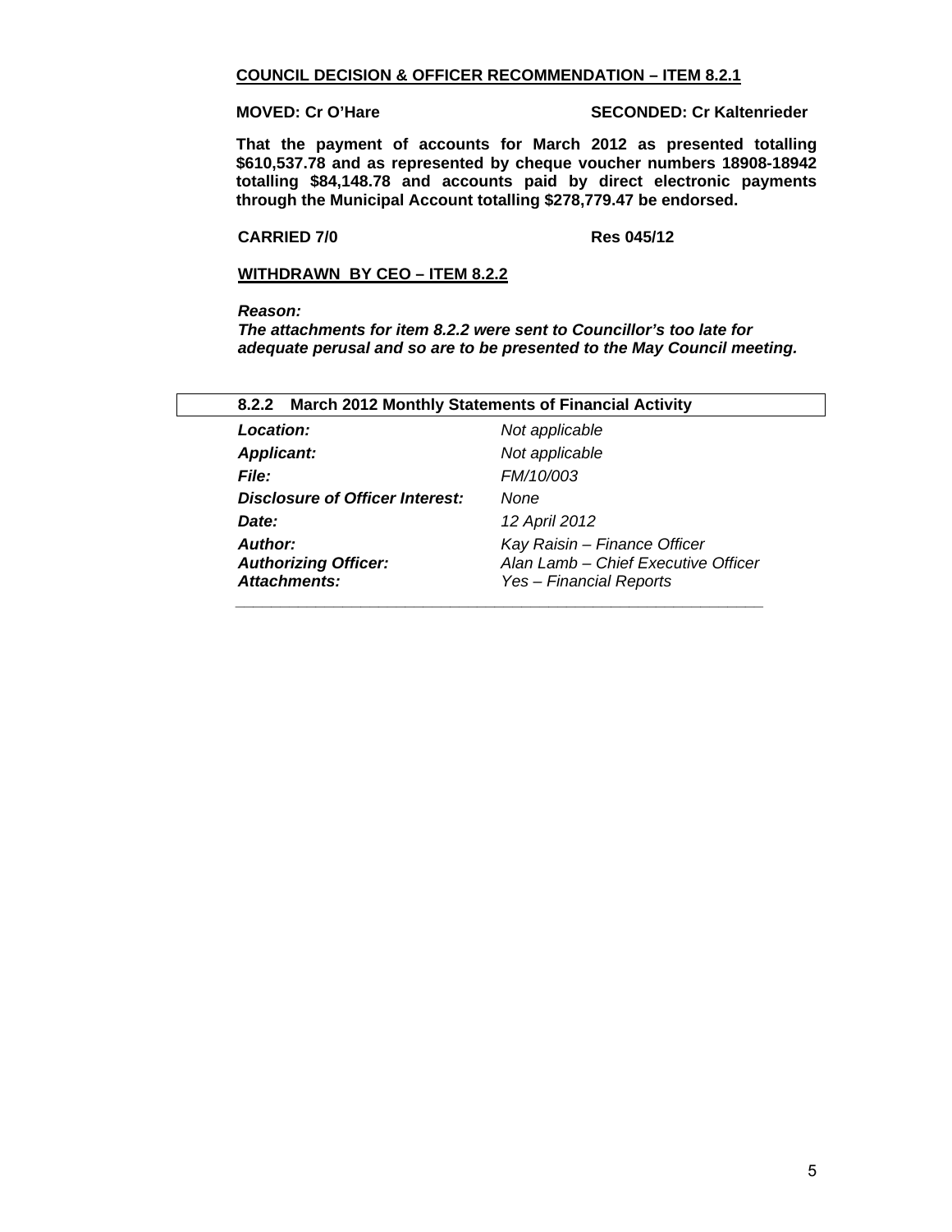**COUNCIL DECISION & OFFICER RECOMMENDATION – ITEM 8.2.1**

**MOVED: Cr O'Hare** **SECONDED: Cr Kaltenrieder**

**That the payment of accounts for March 2012 as presented totalling $610,537.78 and as represented by cheque voucher numbers 18908-18942 totalling $84,148.78 and accounts paid by direct electronic payments through the Municipal Account totalling $278,779.47 be endorsed.**

**CARRIED 7/0** **Res 045/12**

**WITHDRAWN BY CEO – ITEM 8.2.2**

***Reason:***
***The attachments for item 8.2.2 were sent to Councillor's too late for adequate perusal and so are to be presented to the May Council meeting.***

### 8.2.2 March 2012 Monthly Statements of Financial Activity

| | |
|---|---|
| ***Location:*** | *Not applicable* |
| ***Applicant:*** | *Not applicable* |
| ***File:*** | *FM/10/003* |
| ***Disclosure of Officer Interest:*** | *None* |
| ***Date:*** | *12 April 2012* |
| ***Author:*** | *Kay Raisin – Finance Officer* |
| ***Authorizing Officer:*** | *Alan Lamb – Chief Executive Officer* |
| ***Attachments:*** | *Yes – Financial Reports* |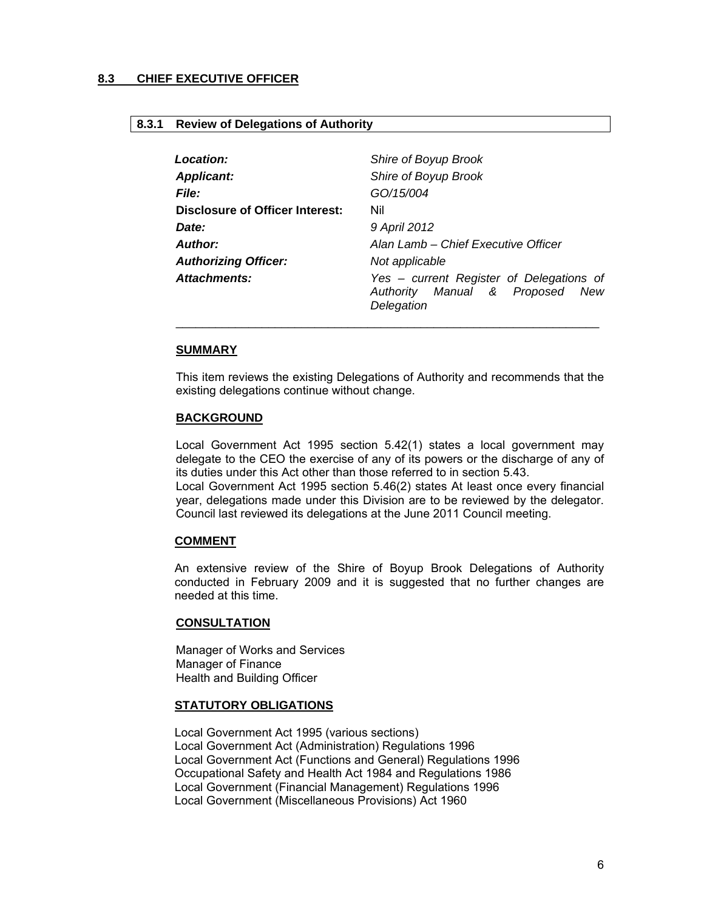## 8.3 CHIEF EXECUTIVE OFFICER

### 8.3.1 Review of Delegations of Authority

| | |
|---|---|
| ***Location:*** | *Shire of Boyup Brook* |
| ***Applicant:*** | *Shire of Boyup Brook* |
| ***File:*** | *GO/15/004* |
| **Disclosure of Officer Interest:** | Nil |
| ***Date:*** | *9 April 2012* |
| ***Author:*** | *Alan Lamb – Chief Executive Officer* |
| ***Authorizing Officer:*** | *Not applicable* |
| ***Attachments:*** | *Yes – current Register of Delegations of Authority Manual & Proposed New Delegation* |

---

**SUMMARY**

This item reviews the existing Delegations of Authority and recommends that the existing delegations continue without change.

**BACKGROUND**

Local Government Act 1995 section 5.42(1) states a local government may delegate to the CEO the exercise of any of its powers or the discharge of any of its duties under this Act other than those referred to in section 5.43.
Local Government Act 1995 section 5.46(2) states At least once every financial year, delegations made under this Division are to be reviewed by the delegator. Council last reviewed its delegations at the June 2011 Council meeting.

**COMMENT**

An extensive review of the Shire of Boyup Brook Delegations of Authority conducted in February 2009 and it is suggested that no further changes are needed at this time.

**CONSULTATION**

Manager of Works and Services
Manager of Finance
Health and Building Officer

**STATUTORY OBLIGATIONS**

Local Government Act 1995 (various sections)
Local Government Act (Administration) Regulations 1996
Local Government Act (Functions and General) Regulations 1996
Occupational Safety and Health Act 1984 and Regulations 1986
Local Government (Financial Management) Regulations 1996
Local Government (Miscellaneous Provisions) Act 1960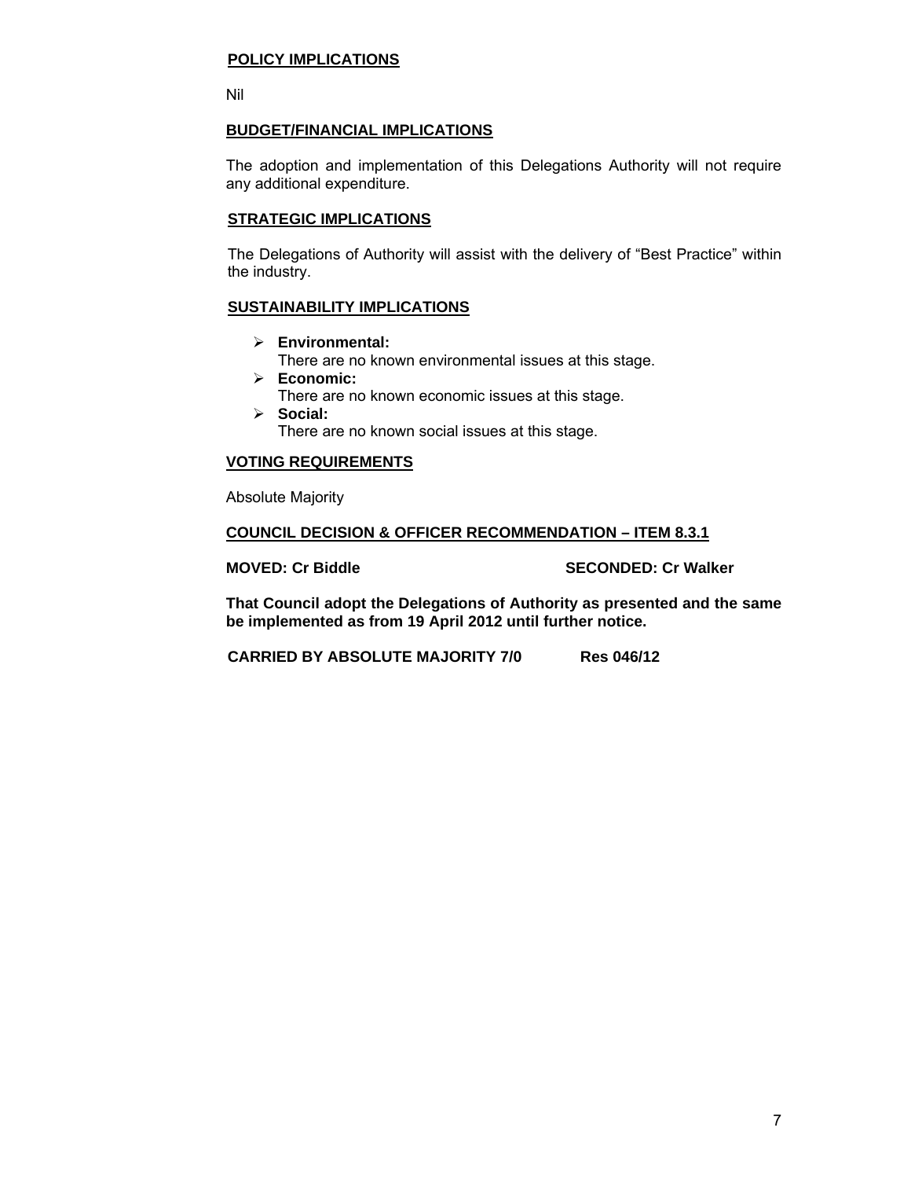**POLICY IMPLICATIONS**

Nil

**BUDGET/FINANCIAL IMPLICATIONS**

The adoption and implementation of this Delegations Authority will not require any additional expenditure.

**STRATEGIC IMPLICATIONS**

The Delegations of Authority will assist with the delivery of "Best Practice" within the industry.

**SUSTAINABILITY IMPLICATIONS**

- **Environmental:**
  There are no known environmental issues at this stage.
- **Economic:**
  There are no known economic issues at this stage.
- **Social:**
  There are no known social issues at this stage.

**VOTING REQUIREMENTS**

Absolute Majority

**COUNCIL DECISION & OFFICER RECOMMENDATION – ITEM 8.3.1**

**MOVED: Cr Biddle** **SECONDED: Cr Walker**

**That Council adopt the Delegations of Authority as presented and the same be implemented as from 19 April 2012 until further notice.**

**CARRIED BY ABSOLUTE MAJORITY 7/0** **Res 046/12**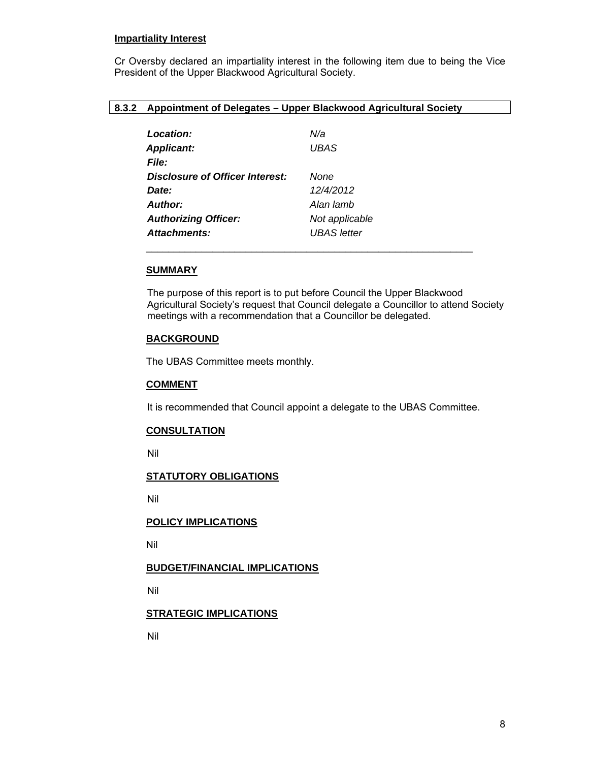**Impartiality Interest**

Cr Oversby declared an impartiality interest in the following item due to being the Vice President of the Upper Blackwood Agricultural Society.

## 8.3.2 Appointment of Delegates – Upper Blackwood Agricultural Society

| | |
|---|---|
| ***Location:*** | *N/a* |
| ***Applicant:*** | *UBAS* |
| ***File:*** | |
| ***Disclosure of Officer Interest:*** | *None* |
| ***Date:*** | *12/4/2012* |
| ***Author:*** | *Alan lamb* |
| ***Authorizing Officer:*** | *Not applicable* |
| ***Attachments:*** | *UBAS letter* |

---

### SUMMARY

The purpose of this report is to put before Council the Upper Blackwood Agricultural Society's request that Council delegate a Councillor to attend Society meetings with a recommendation that a Councillor be delegated.

### BACKGROUND

The UBAS Committee meets monthly.

### COMMENT

It is recommended that Council appoint a delegate to the UBAS Committee.

### CONSULTATION

Nil

### STATUTORY OBLIGATIONS

Nil

### POLICY IMPLICATIONS

Nil

### BUDGET/FINANCIAL IMPLICATIONS

Nil

### STRATEGIC IMPLICATIONS

Nil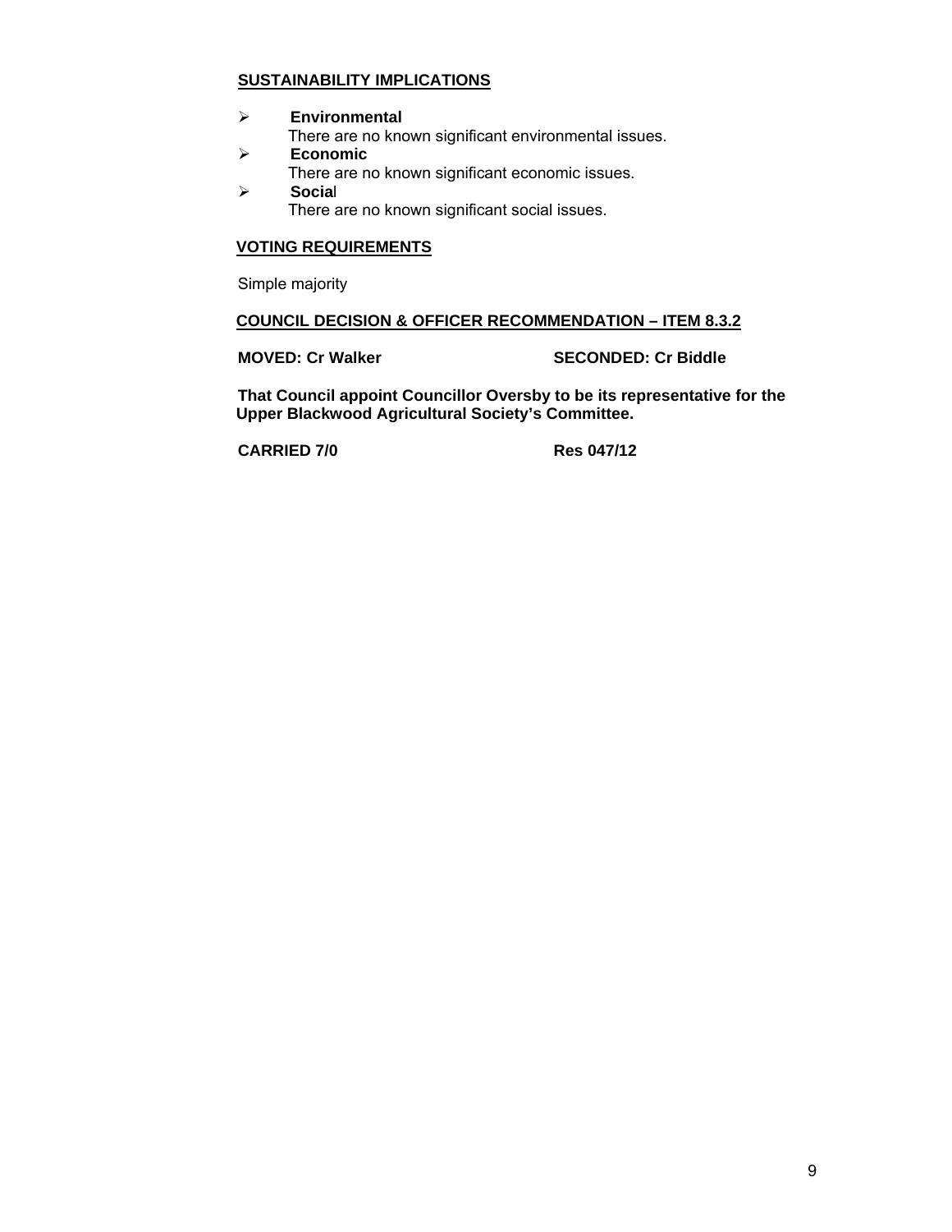**SUSTAINABILITY IMPLICATIONS**

- **Environmental**
  There are no known significant environmental issues.
- **Economic**
  There are no known significant economic issues.
- **Social**
  There are no known significant social issues.

**VOTING REQUIREMENTS**

Simple majority

**COUNCIL DECISION & OFFICER RECOMMENDATION – ITEM 8.3.2**

**MOVED: Cr Walker** **SECONDED: Cr Biddle**

**That Council appoint Councillor Oversby to be its representative for the Upper Blackwood Agricultural Society's Committee.**

**CARRIED 7/0** **Res 047/12**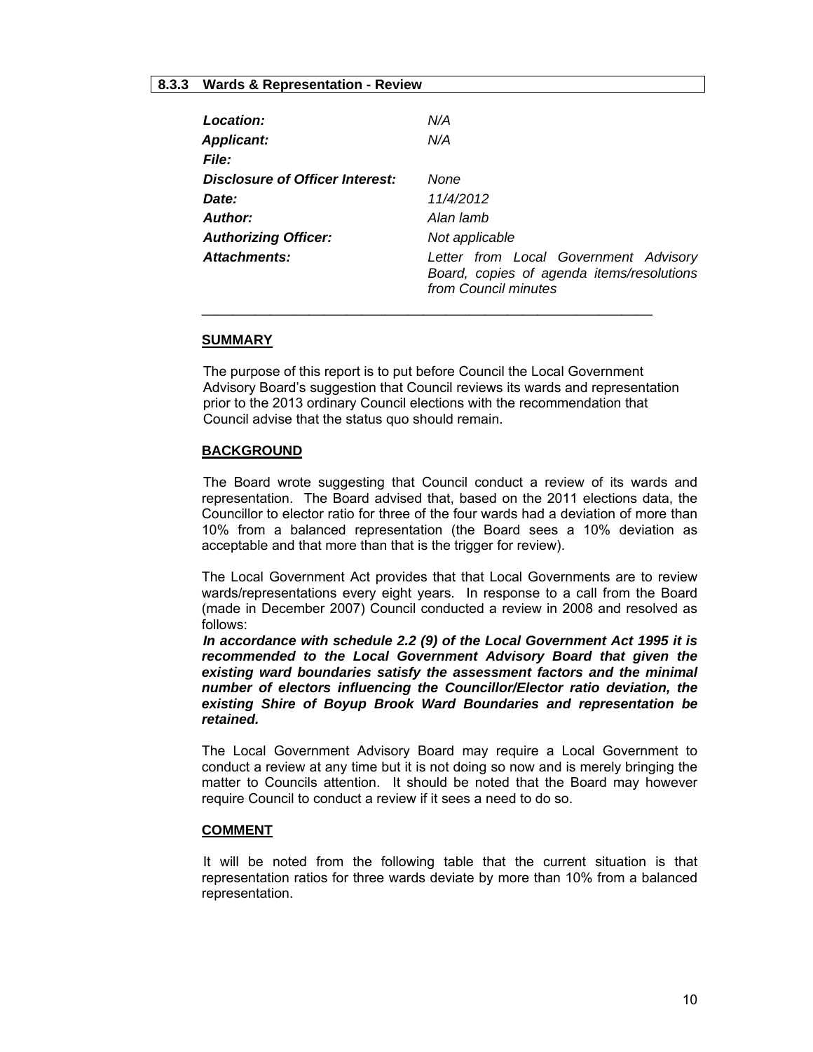### 8.3.3 Wards & Representation - Review

| | |
|---|---|
| ***Location:*** | *N/A* |
| ***Applicant:*** | *N/A* |
| ***File:*** | |
| ***Disclosure of Officer Interest:*** | *None* |
| ***Date:*** | *11/4/2012* |
| ***Author:*** | *Alan lamb* |
| ***Authorizing Officer:*** | *Not applicable* |
| ***Attachments:*** | *Letter from Local Government Advisory Board, copies of agenda items/resolutions from Council minutes* |

---

**SUMMARY**

The purpose of this report is to put before Council the Local Government Advisory Board's suggestion that Council reviews its wards and representation prior to the 2013 ordinary Council elections with the recommendation that Council advise that the status quo should remain.

**BACKGROUND**

The Board wrote suggesting that Council conduct a review of its wards and representation. The Board advised that, based on the 2011 elections data, the Councillor to elector ratio for three of the four wards had a deviation of more than 10% from a balanced representation (the Board sees a 10% deviation as acceptable and that more than that is the trigger for review).

The Local Government Act provides that that Local Governments are to review wards/representations every eight years. In response to a call from the Board (made in December 2007) Council conducted a review in 2008 and resolved as follows:

***In accordance with schedule 2.2 (9) of the Local Government Act 1995 it is recommended to the Local Government Advisory Board that given the existing ward boundaries satisfy the assessment factors and the minimal number of electors influencing the Councillor/Elector ratio deviation, the existing Shire of Boyup Brook Ward Boundaries and representation be retained.***

The Local Government Advisory Board may require a Local Government to conduct a review at any time but it is not doing so now and is merely bringing the matter to Councils attention. It should be noted that the Board may however require Council to conduct a review if it sees a need to do so.

**COMMENT**

It will be noted from the following table that the current situation is that representation ratios for three wards deviate by more than 10% from a balanced representation.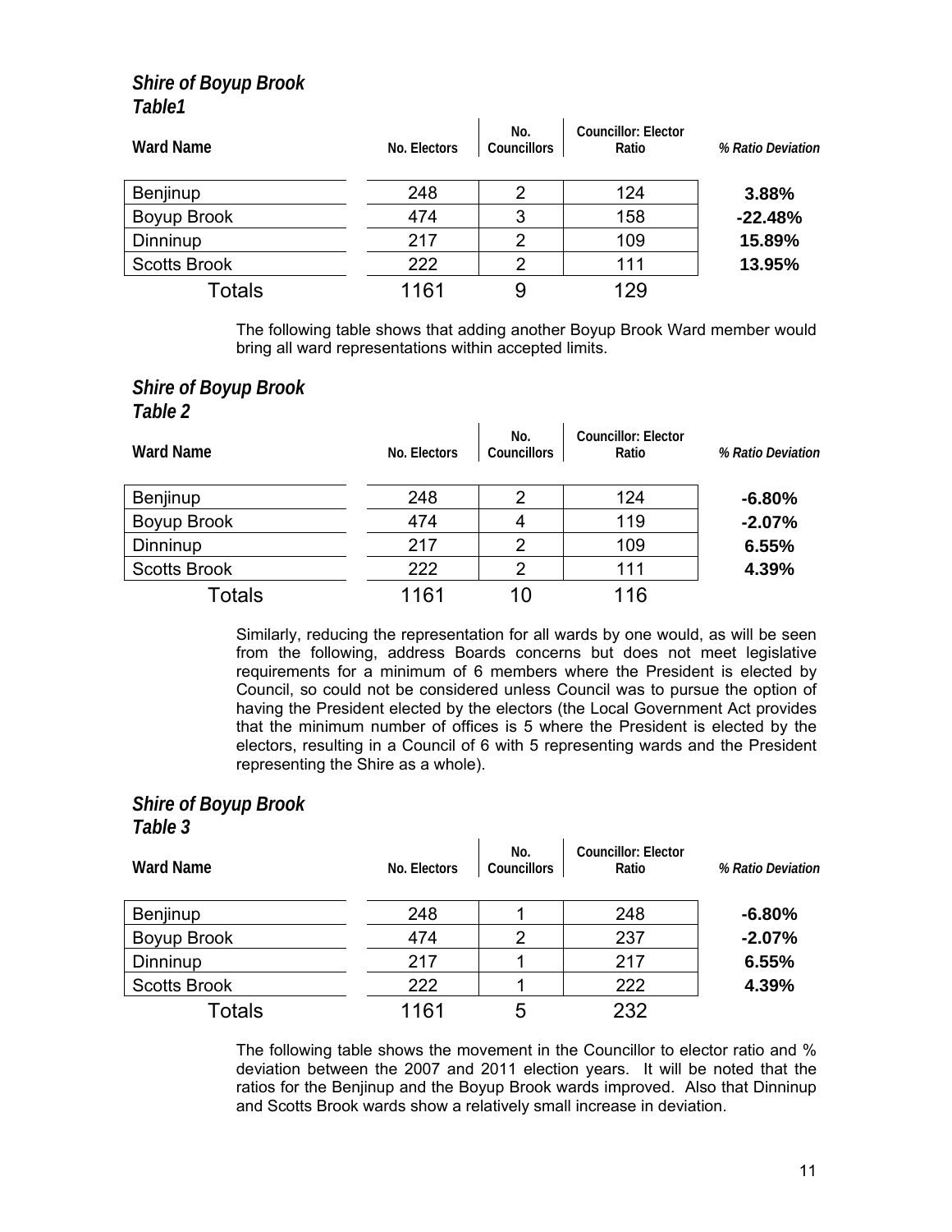*Shire of Boyup Brook*
*Table1*

| Ward Name | No. Electors | No. Councillors | Councillor: Elector Ratio | % Ratio Deviation |
|---|---|---|---|---|
| Benjinup | 248 | 2 | 124 | **3.88%** |
| Boyup Brook | 474 | 3 | 158 | **-22.48%** |
| Dinninup | 217 | 2 | 109 | **15.89%** |
| Scotts Brook | 222 | 2 | 111 | **13.95%** |
| Totals | 1161 | 9 | 129 | |

The following table shows that adding another Boyup Brook Ward member would bring all ward representations within accepted limits.

*Shire of Boyup Brook*
*Table 2*

| Ward Name | No. Electors | No. Councillors | Councillor: Elector Ratio | % Ratio Deviation |
|---|---|---|---|---|
| Benjinup | 248 | 2 | 124 | **-6.80%** |
| Boyup Brook | 474 | 4 | 119 | **-2.07%** |
| Dinninup | 217 | 2 | 109 | **6.55%** |
| Scotts Brook | 222 | 2 | 111 | **4.39%** |
| Totals | 1161 | 10 | 116 | |

Similarly, reducing the representation for all wards by one would, as will be seen from the following, address Boards concerns but does not meet legislative requirements for a minimum of 6 members where the President is elected by Council, so could not be considered unless Council was to pursue the option of having the President elected by the electors (the Local Government Act provides that the minimum number of offices is 5 where the President is elected by the electors, resulting in a Council of 6 with 5 representing wards and the President representing the Shire as a whole).

*Shire of Boyup Brook*
*Table 3*

| Ward Name | No. Electors | No. Councillors | Councillor: Elector Ratio | % Ratio Deviation |
|---|---|---|---|---|
| Benjinup | 248 | 1 | 248 | **-6.80%** |
| Boyup Brook | 474 | 2 | 237 | **-2.07%** |
| Dinninup | 217 | 1 | 217 | **6.55%** |
| Scotts Brook | 222 | 1 | 222 | **4.39%** |
| Totals | 1161 | 5 | 232 | |

The following table shows the movement in the Councillor to elector ratio and % deviation between the 2007 and 2011 election years. It will be noted that the ratios for the Benjinup and the Boyup Brook wards improved. Also that Dinninup and Scotts Brook wards show a relatively small increase in deviation.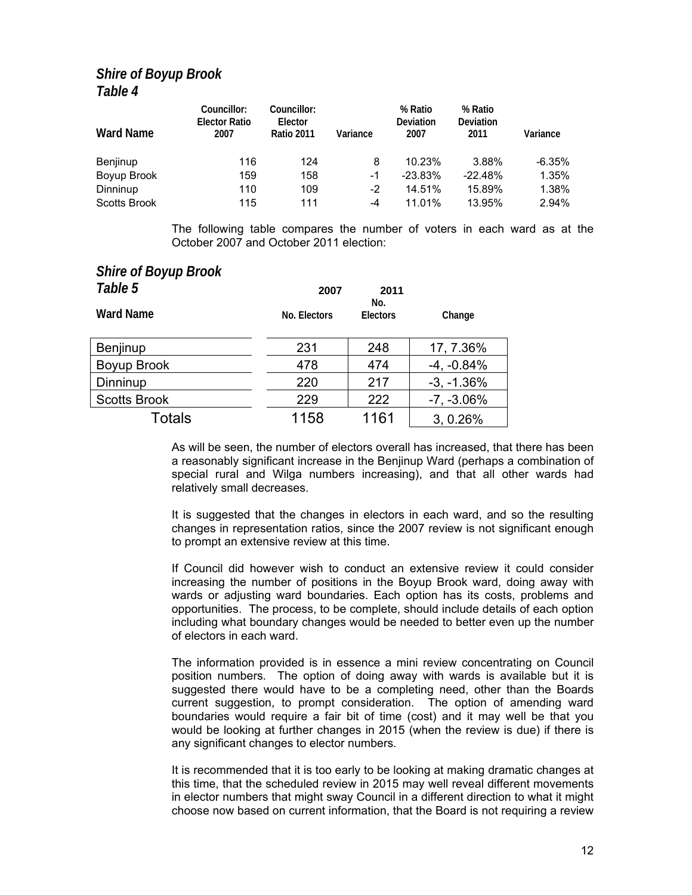### *Shire of Boyup Brook*
### *Table 4*

| Ward Name | Councillor: Elector Ratio 2007 | Councillor: Elector Ratio 2011 | Variance | % Ratio Deviation 2007 | % Ratio Deviation 2011 | Variance |
|---|---|---|---|---|---|---|
| Benjinup | 116 | 124 | 8 | 10.23% | 3.88% | -6.35% |
| Boyup Brook | 159 | 158 | -1 | -23.83% | -22.48% | 1.35% |
| Dinninup | 110 | 109 | -2 | 14.51% | 15.89% | 1.38% |
| Scotts Brook | 115 | 111 | -4 | 11.01% | 13.95% | 2.94% |

The following table compares the number of voters in each ward as at the October 2007 and October 2011 election:

### *Shire of Boyup Brook*
### *Table 5*

| Ward Name | 2007 No. Electors | 2011 No. Electors | Change |
|---|---|---|---|
| Benjinup | 231 | 248 | 17, 7.36% |
| Boyup Brook | 478 | 474 | -4, -0.84% |
| Dinninup | 220 | 217 | -3, -1.36% |
| Scotts Brook | 229 | 222 | -7, -3.06% |
| Totals | 1158 | 1161 | 3, 0.26% |

As will be seen, the number of electors overall has increased, that there has been a reasonably significant increase in the Benjinup Ward (perhaps a combination of special rural and Wilga numbers increasing), and that all other wards had relatively small decreases.

It is suggested that the changes in electors in each ward, and so the resulting changes in representation ratios, since the 2007 review is not significant enough to prompt an extensive review at this time.

If Council did however wish to conduct an extensive review it could consider increasing the number of positions in the Boyup Brook ward, doing away with wards or adjusting ward boundaries. Each option has its costs, problems and opportunities. The process, to be complete, should include details of each option including what boundary changes would be needed to better even up the number of electors in each ward.

The information provided is in essence a mini review concentrating on Council position numbers. The option of doing away with wards is available but it is suggested there would have to be a completing need, other than the Boards current suggestion, to prompt consideration. The option of amending ward boundaries would require a fair bit of time (cost) and it may well be that you would be looking at further changes in 2015 (when the review is due) if there is any significant changes to elector numbers.

It is recommended that it is too early to be looking at making dramatic changes at this time, that the scheduled review in 2015 may well reveal different movements in elector numbers that might sway Council in a different direction to what it might choose now based on current information, that the Board is not requiring a review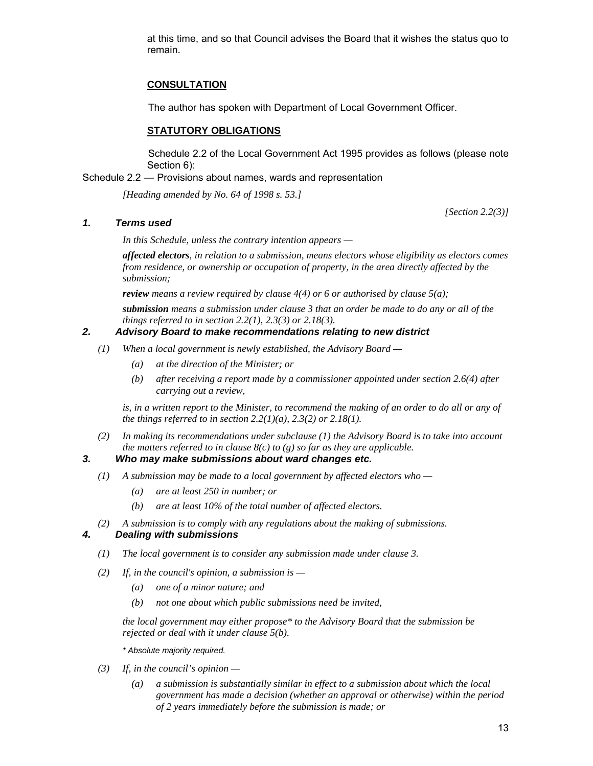at this time, and so that Council advises the Board that it wishes the status quo to remain.

## CONSULTATION

The author has spoken with Department of Local Government Officer.

## STATUTORY OBLIGATIONS

Schedule 2.2 of the Local Government Act 1995 provides as follows (please note Section 6):

Schedule 2.2 — Provisions about names, wards and representation

*[Heading amended by No. 64 of 1998 s. 53.]*

*[Section 2.2(3)]*

### 1. Terms used

*In this Schedule, unless the contrary intention appears —*

***affected electors****, in relation to a submission, means electors whose eligibility as electors comes from residence, or ownership or occupation of property, in the area directly affected by the submission;*

***review*** *means a review required by clause 4(4) or 6 or authorised by clause 5(a);*

***submission*** *means a submission under clause 3 that an order be made to do any or all of the things referred to in section 2.2(1), 2.3(3) or 2.18(3).*

### 2. Advisory Board to make recommendations relating to new district

*(1) When a local government is newly established, the Advisory Board —*

*(a) at the direction of the Minister; or*

*(b) after receiving a report made by a commissioner appointed under section 2.6(4) after carrying out a review,*

*is, in a written report to the Minister, to recommend the making of an order to do all or any of the things referred to in section 2.2(1)(a), 2.3(2) or 2.18(1).*

*(2) In making its recommendations under subclause (1) the Advisory Board is to take into account the matters referred to in clause 8(c) to (g) so far as they are applicable.*

### 3. Who may make submissions about ward changes etc.

*(1) A submission may be made to a local government by affected electors who —*

*(a) are at least 250 in number; or*

*(b) are at least 10% of the total number of affected electors.*

*(2) A submission is to comply with any regulations about the making of submissions.*

### 4. Dealing with submissions

*(1) The local government is to consider any submission made under clause 3.*

*(2) If, in the council's opinion, a submission is —*

*(a) one of a minor nature; and*

*(b) not one about which public submissions need be invited,*

*the local government may either propose\* to the Advisory Board that the submission be rejected or deal with it under clause 5(b).*

*\* Absolute majority required.*

*(3) If, in the council's opinion —*

*(a) a submission is substantially similar in effect to a submission about which the local government has made a decision (whether an approval or otherwise) within the period of 2 years immediately before the submission is made; or*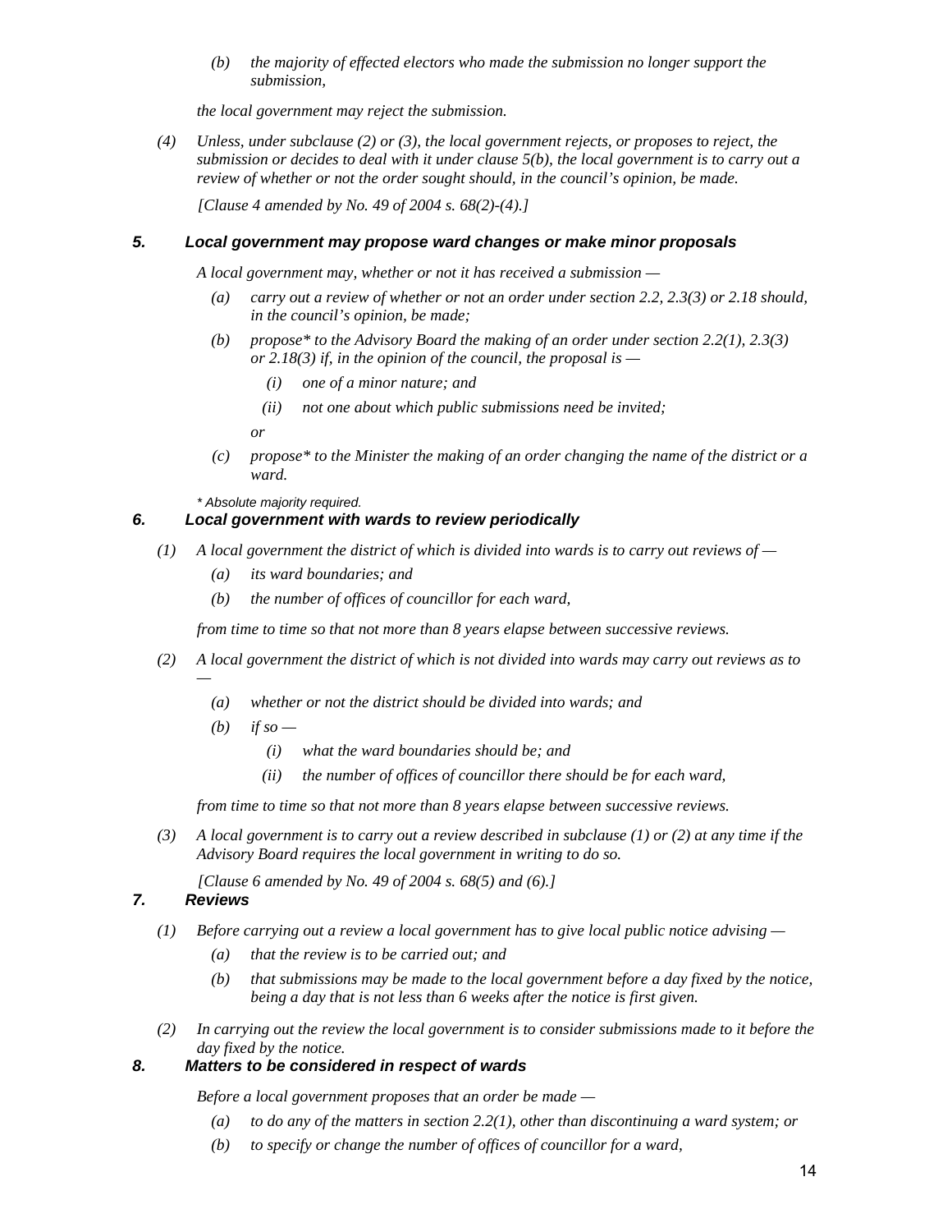*(b) the majority of effected electors who made the submission no longer support the submission,*

*the local government may reject the submission.*

*(4) Unless, under subclause (2) or (3), the local government rejects, or proposes to reject, the submission or decides to deal with it under clause 5(b), the local government is to carry out a review of whether or not the order sought should, in the council's opinion, be made.*

*[Clause 4 amended by No. 49 of 2004 s. 68(2)-(4).]*

### *5. Local government may propose ward changes or make minor proposals*

*A local government may, whether or not it has received a submission —*

*(a) carry out a review of whether or not an order under section 2.2, 2.3(3) or 2.18 should, in the council's opinion, be made;*

*(b) propose* to the Advisory Board the making of an order under section 2.2(1), 2.3(3) or 2.18(3) if, in the opinion of the council, the proposal is —*

*(i) one of a minor nature; and*

*(ii) not one about which public submissions need be invited;*

*or*

*(c) propose* to the Minister the making of an order changing the name of the district or a ward.*

*\* Absolute majority required.*

### *6. Local government with wards to review periodically*

*(1) A local government the district of which is divided into wards is to carry out reviews of —*

*(a) its ward boundaries; and*

*(b) the number of offices of councillor for each ward,*

*from time to time so that not more than 8 years elapse between successive reviews.*

*(2) A local government the district of which is not divided into wards may carry out reviews as to —*

*(a) whether or not the district should be divided into wards; and*

*(b) if so —*

*(i) what the ward boundaries should be; and*

*(ii) the number of offices of councillor there should be for each ward,*

*from time to time so that not more than 8 years elapse between successive reviews.*

*(3) A local government is to carry out a review described in subclause (1) or (2) at any time if the Advisory Board requires the local government in writing to do so.*

*[Clause 6 amended by No. 49 of 2004 s. 68(5) and (6).]*

### *7. Reviews*

*(1) Before carrying out a review a local government has to give local public notice advising —*

*(a) that the review is to be carried out; and*

*(b) that submissions may be made to the local government before a day fixed by the notice, being a day that is not less than 6 weeks after the notice is first given.*

*(2) In carrying out the review the local government is to consider submissions made to it before the day fixed by the notice.*

### *8. Matters to be considered in respect of wards*

*Before a local government proposes that an order be made —*

*(a) to do any of the matters in section 2.2(1), other than discontinuing a ward system; or*

*(b) to specify or change the number of offices of councillor for a ward,*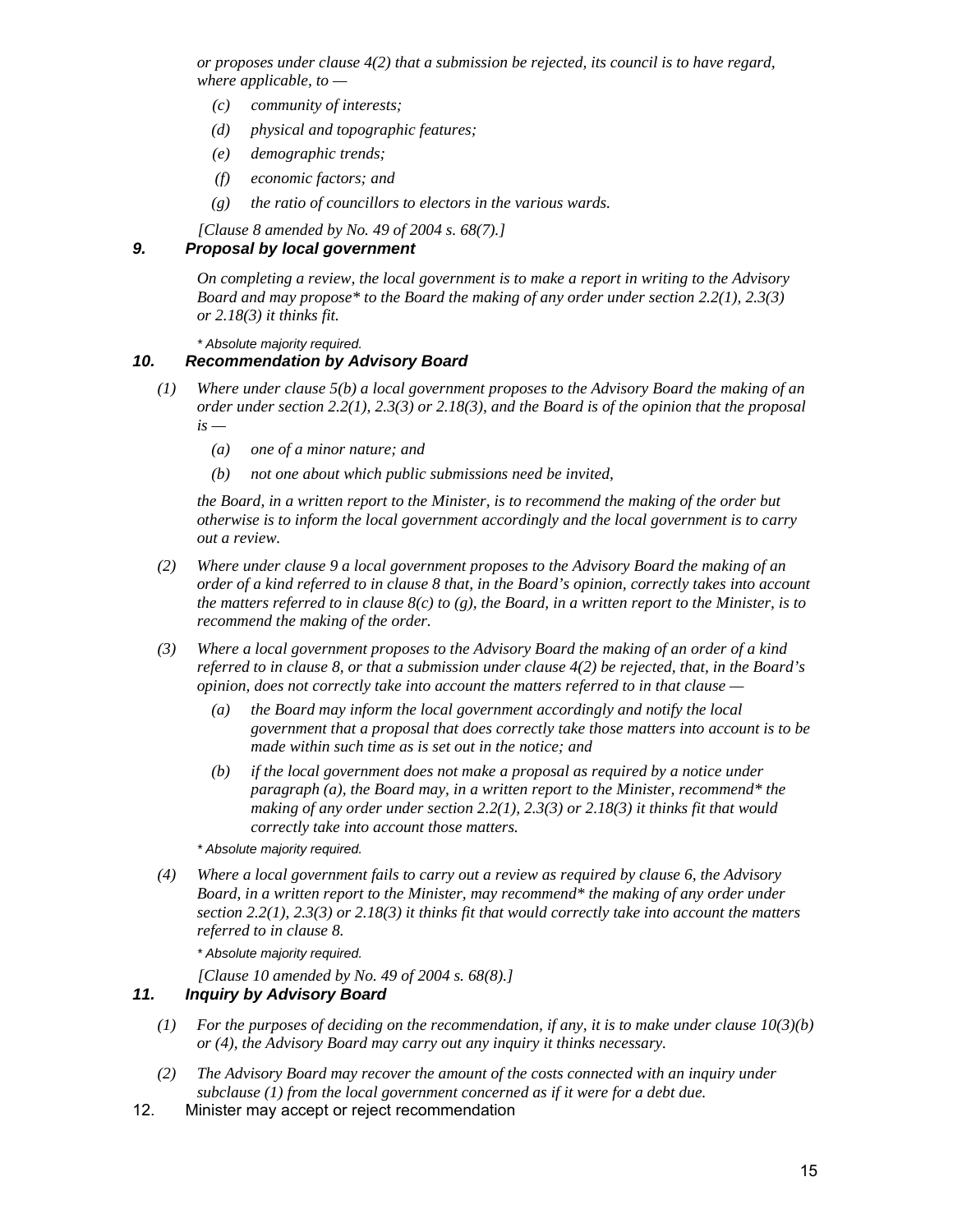*or proposes under clause 4(2) that a submission be rejected, its council is to have regard, where applicable, to —*

- *(c) community of interests;*
- *(d) physical and topographic features;*
- *(e) demographic trends;*
- *(f) economic factors; and*
- *(g) the ratio of councillors to electors in the various wards.*

*[Clause 8 amended by No. 49 of 2004 s. 68(7).]*

### *9. Proposal by local government*

*On completing a review, the local government is to make a report in writing to the Advisory Board and may propose* to the Board the making of any order under section 2.2(1), 2.3(3) or 2.18(3) it thinks fit.*

** Absolute majority required.*

### *10. Recommendation by Advisory Board*

*(1) Where under clause 5(b) a local government proposes to the Advisory Board the making of an order under section 2.2(1), 2.3(3) or 2.18(3), and the Board is of the opinion that the proposal is —*

- *(a) one of a minor nature; and*
- *(b) not one about which public submissions need be invited,*

*the Board, in a written report to the Minister, is to recommend the making of the order but otherwise is to inform the local government accordingly and the local government is to carry out a review.*

*(2) Where under clause 9 a local government proposes to the Advisory Board the making of an order of a kind referred to in clause 8 that, in the Board's opinion, correctly takes into account the matters referred to in clause 8(c) to (g), the Board, in a written report to the Minister, is to recommend the making of the order.*

*(3) Where a local government proposes to the Advisory Board the making of an order of a kind referred to in clause 8, or that a submission under clause 4(2) be rejected, that, in the Board's opinion, does not correctly take into account the matters referred to in that clause —*

- *(a) the Board may inform the local government accordingly and notify the local government that a proposal that does correctly take those matters into account is to be made within such time as is set out in the notice; and*
- *(b) if the local government does not make a proposal as required by a notice under paragraph (a), the Board may, in a written report to the Minister, recommend* the making of any order under section 2.2(1), 2.3(3) or 2.18(3) it thinks fit that would correctly take into account those matters.*

** Absolute majority required.*

*(4) Where a local government fails to carry out a review as required by clause 6, the Advisory Board, in a written report to the Minister, may recommend* the making of any order under section 2.2(1), 2.3(3) or 2.18(3) it thinks fit that would correctly take into account the matters referred to in clause 8.*

** Absolute majority required.*

*[Clause 10 amended by No. 49 of 2004 s. 68(8).]*

### *11. Inquiry by Advisory Board*

*(1) For the purposes of deciding on the recommendation, if any, it is to make under clause 10(3)(b) or (4), the Advisory Board may carry out any inquiry it thinks necessary.*

*(2) The Advisory Board may recover the amount of the costs connected with an inquiry under subclause (1) from the local government concerned as if it were for a debt due.*

12. Minister may accept or reject recommendation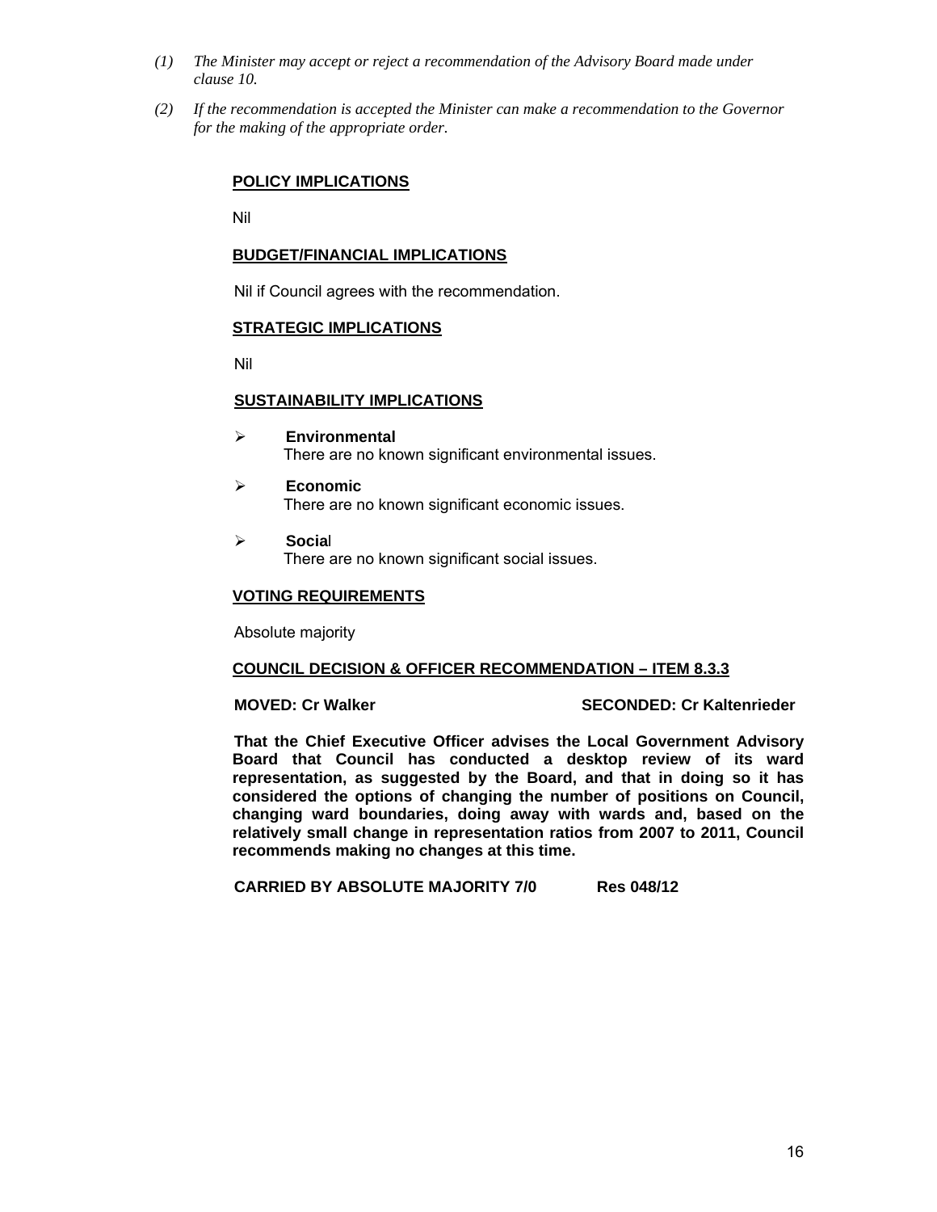*(1) The Minister may accept or reject a recommendation of the Advisory Board made under clause 10.*

*(2) If the recommendation is accepted the Minister can make a recommendation to the Governor for the making of the appropriate order.*

**POLICY IMPLICATIONS**

Nil

**BUDGET/FINANCIAL IMPLICATIONS**

Nil if Council agrees with the recommendation.

**STRATEGIC IMPLICATIONS**

Nil

**SUSTAINABILITY IMPLICATIONS**

- **Environmental**
  There are no known significant environmental issues.
- **Economic**
  There are no known significant economic issues.
- **Social**
  There are no known significant social issues.

**VOTING REQUIREMENTS**

Absolute majority

**COUNCIL DECISION & OFFICER RECOMMENDATION – ITEM 8.3.3**

**MOVED: Cr Walker** **SECONDED: Cr Kaltenrieder**

**That the Chief Executive Officer advises the Local Government Advisory Board that Council has conducted a desktop review of its ward representation, as suggested by the Board, and that in doing so it has considered the options of changing the number of positions on Council, changing ward boundaries, doing away with wards and, based on the relatively small change in representation ratios from 2007 to 2011, Council recommends making no changes at this time.**

**CARRIED BY ABSOLUTE MAJORITY 7/0** **Res 048/12**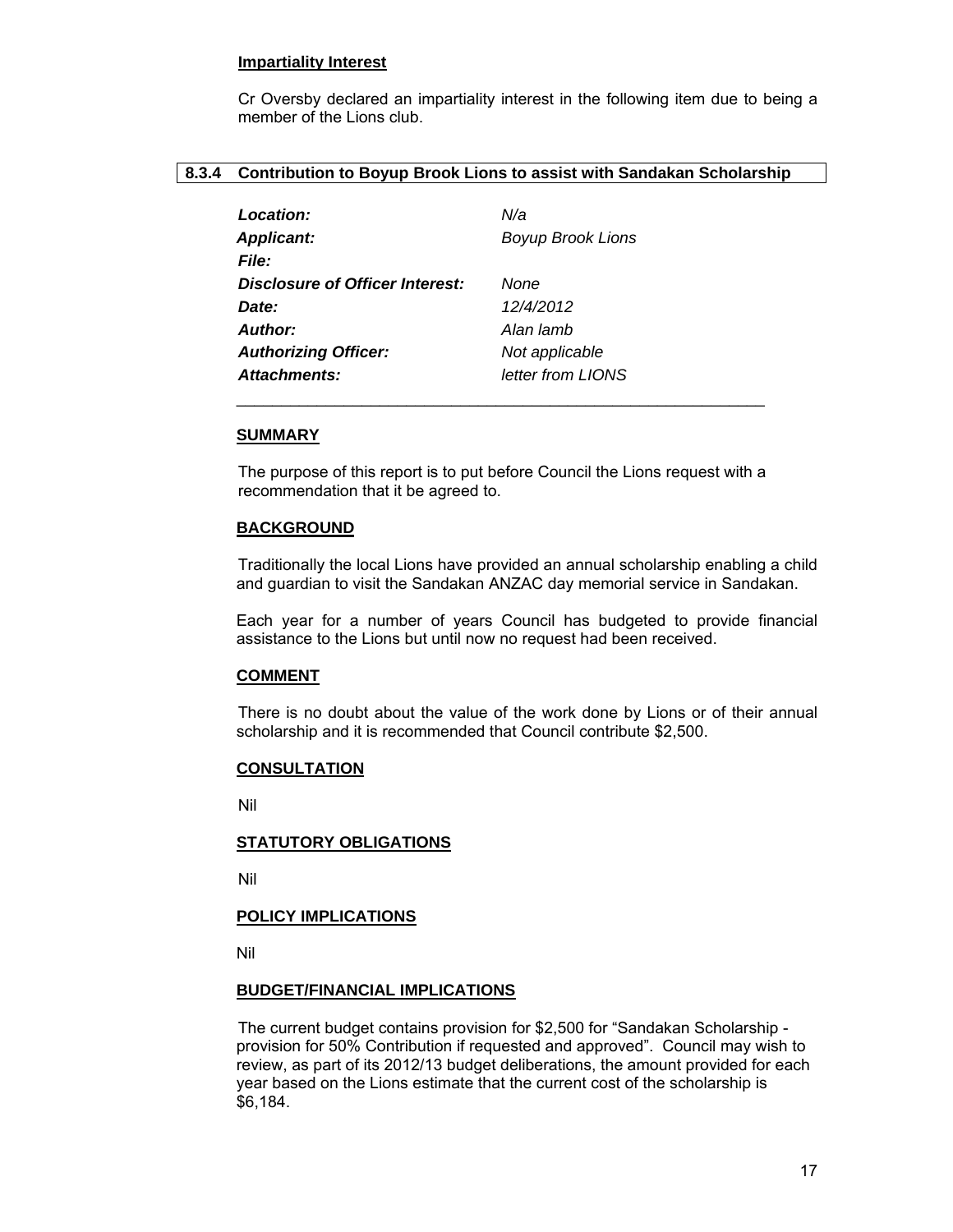**Impartiality Interest**

Cr Oversby declared an impartiality interest in the following item due to being a member of the Lions club.

## 8.3.4 Contribution to Boyup Brook Lions to assist with Sandakan Scholarship

| | |
|---|---|
| ***Location:*** | *N/a* |
| ***Applicant:*** | *Boyup Brook Lions* |
| ***File:*** | |
| ***Disclosure of Officer Interest:*** | *None* |
| ***Date:*** | *12/4/2012* |
| ***Author:*** | *Alan lamb* |
| ***Authorizing Officer:*** | *Not applicable* |
| ***Attachments:*** | *letter from LIONS* |

**SUMMARY**

The purpose of this report is to put before Council the Lions request with a recommendation that it be agreed to.

**BACKGROUND**

Traditionally the local Lions have provided an annual scholarship enabling a child and guardian to visit the Sandakan ANZAC day memorial service in Sandakan.

Each year for a number of years Council has budgeted to provide financial assistance to the Lions but until now no request had been received.

**COMMENT**

There is no doubt about the value of the work done by Lions or of their annual scholarship and it is recommended that Council contribute $2,500.

**CONSULTATION**

Nil

**STATUTORY OBLIGATIONS**

Nil

**POLICY IMPLICATIONS**

Nil

**BUDGET/FINANCIAL IMPLICATIONS**

The current budget contains provision for $2,500 for "Sandakan Scholarship - provision for 50% Contribution if requested and approved". Council may wish to review, as part of its 2012/13 budget deliberations, the amount provided for each year based on the Lions estimate that the current cost of the scholarship is $6,184.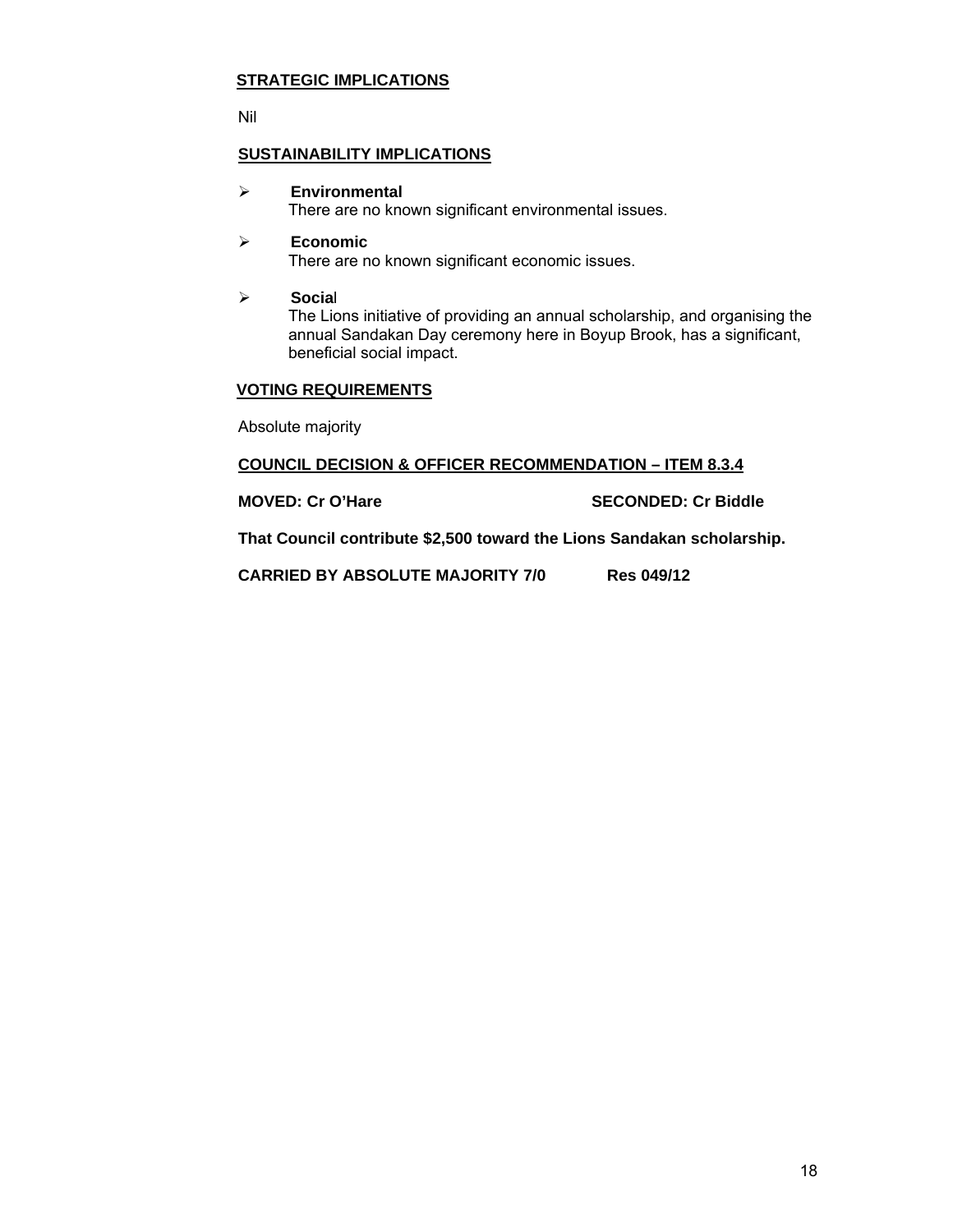**STRATEGIC IMPLICATIONS**

Nil

**SUSTAINABILITY IMPLICATIONS**

- **Environmental**
  There are no known significant environmental issues.

- **Economic**
  There are no known significant economic issues.

- **Social**
  The Lions initiative of providing an annual scholarship, and organising the annual Sandakan Day ceremony here in Boyup Brook, has a significant, beneficial social impact.

**VOTING REQUIREMENTS**

Absolute majority

**COUNCIL DECISION & OFFICER RECOMMENDATION – ITEM 8.3.4**

**MOVED: Cr O'Hare** **SECONDED: Cr Biddle**

**That Council contribute $2,500 toward the Lions Sandakan scholarship.**

**CARRIED BY ABSOLUTE MAJORITY 7/0** **Res 049/12**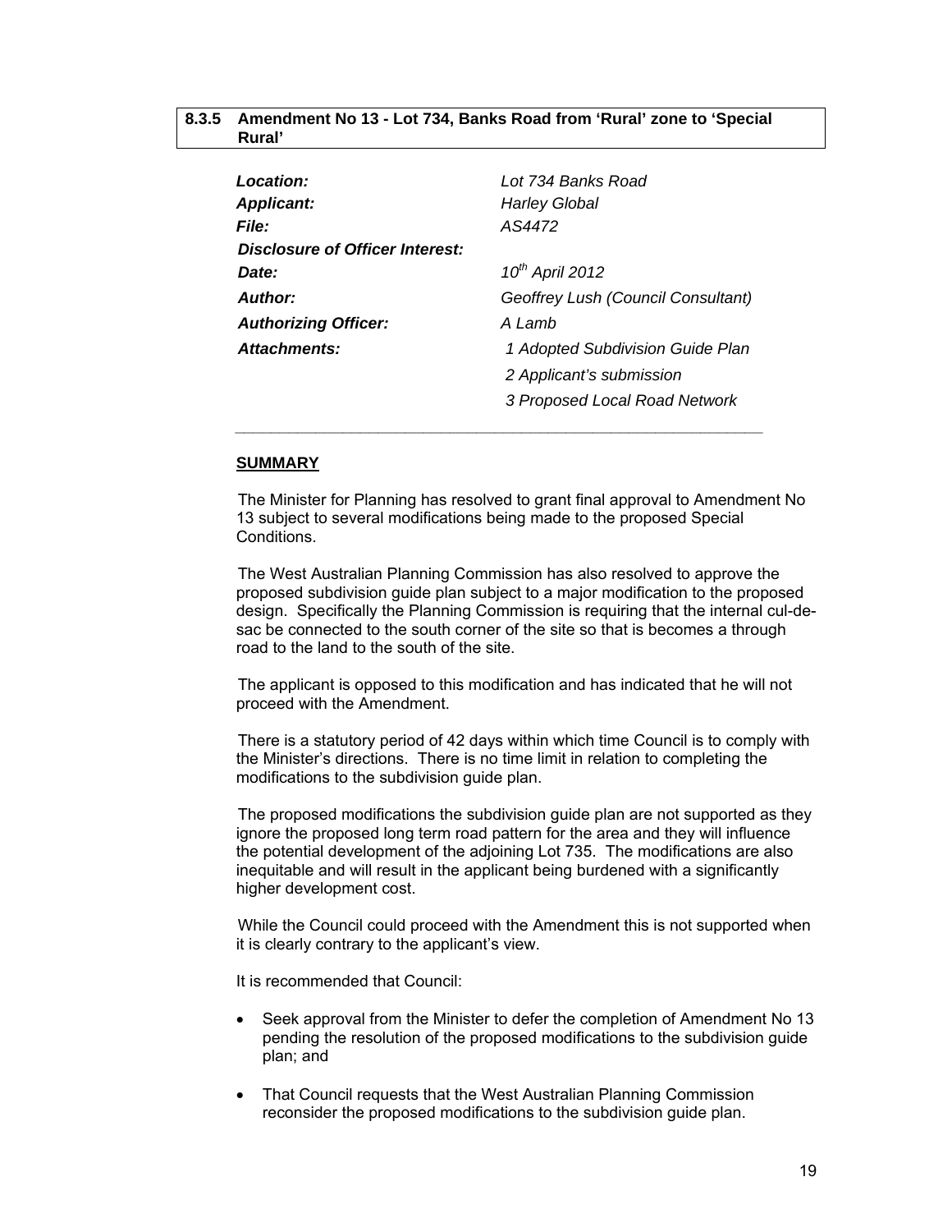## 8.3.5 Amendment No 13 - Lot 734, Banks Road from 'Rural' zone to 'Special Rural'

| | |
|---|---|
| ***Location:*** | *Lot 734 Banks Road* |
| ***Applicant:*** | *Harley Global* |
| ***File:*** | *AS4472* |
| ***Disclosure of Officer Interest:*** | |
| ***Date:*** | *10th April 2012* |
| ***Author:*** | *Geoffrey Lush (Council Consultant)* |
| ***Authorizing Officer:*** | *A Lamb* |
| ***Attachments:*** | *1 Adopted Subdivision Guide Plan* |
| | *2 Applicant's submission* |
| | *3 Proposed Local Road Network* |

---

**SUMMARY**

The Minister for Planning has resolved to grant final approval to Amendment No 13 subject to several modifications being made to the proposed Special Conditions.

The West Australian Planning Commission has also resolved to approve the proposed subdivision guide plan subject to a major modification to the proposed design. Specifically the Planning Commission is requiring that the internal cul-de-sac be connected to the south corner of the site so that is becomes a through road to the land to the south of the site.

The applicant is opposed to this modification and has indicated that he will not proceed with the Amendment.

There is a statutory period of 42 days within which time Council is to comply with the Minister's directions. There is no time limit in relation to completing the modifications to the subdivision guide plan.

The proposed modifications the subdivision guide plan are not supported as they ignore the proposed long term road pattern for the area and they will influence the potential development of the adjoining Lot 735. The modifications are also inequitable and will result in the applicant being burdened with a significantly higher development cost.

While the Council could proceed with the Amendment this is not supported when it is clearly contrary to the applicant's view.

It is recommended that Council:

- Seek approval from the Minister to defer the completion of Amendment No 13 pending the resolution of the proposed modifications to the subdivision guide plan; and
- That Council requests that the West Australian Planning Commission reconsider the proposed modifications to the subdivision guide plan.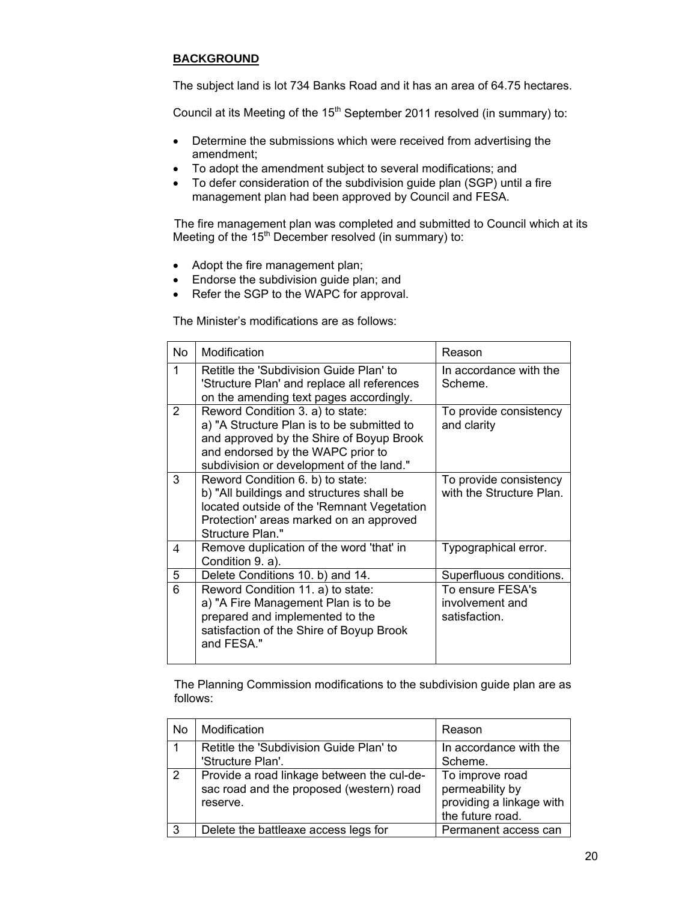## BACKGROUND

The subject land is lot 734 Banks Road and it has an area of 64.75 hectares.

Council at its Meeting of the 15th September 2011 resolved (in summary) to:

- Determine the submissions which were received from advertising the amendment;
- To adopt the amendment subject to several modifications; and
- To defer consideration of the subdivision guide plan (SGP) until a fire management plan had been approved by Council and FESA.

The fire management plan was completed and submitted to Council which at its Meeting of the 15th December resolved (in summary) to:

- Adopt the fire management plan;
- Endorse the subdivision guide plan; and
- Refer the SGP to the WAPC for approval.

The Minister's modifications are as follows:

| No | Modification | Reason |
|---|---|---|
| 1 | Retitle the 'Subdivision Guide Plan' to 'Structure Plan' and replace all references on the amending text pages accordingly. | In accordance with the Scheme. |
| 2 | Reword Condition 3. a) to state:<br>a) "A Structure Plan is to be submitted to and approved by the Shire of Boyup Brook and endorsed by the WAPC prior to subdivision or development of the land." | To provide consistency and clarity |
| 3 | Reword Condition 6. b) to state:<br>b) "All buildings and structures shall be located outside of the 'Remnant Vegetation Protection' areas marked on an approved Structure Plan." | To provide consistency with the Structure Plan. |
| 4 | Remove duplication of the word 'that' in Condition 9. a). | Typographical error. |
| 5 | Delete Conditions 10. b) and 14. | Superfluous conditions. |
| 6 | Reword Condition 11. a) to state:<br>a) "A Fire Management Plan is to be prepared and implemented to the satisfaction of the Shire of Boyup Brook and FESA." | To ensure FESA's involvement and satisfaction. |

The Planning Commission modifications to the subdivision guide plan are as follows:

| No | Modification | Reason |
|---|---|---|
| 1 | Retitle the 'Subdivision Guide Plan' to 'Structure Plan'. | In accordance with the Scheme. |
| 2 | Provide a road linkage between the cul-de-sac road and the proposed (western) road reserve. | To improve road permeability by providing a linkage with the future road. |
| 3 | Delete the battleaxe access legs for | Permanent access can |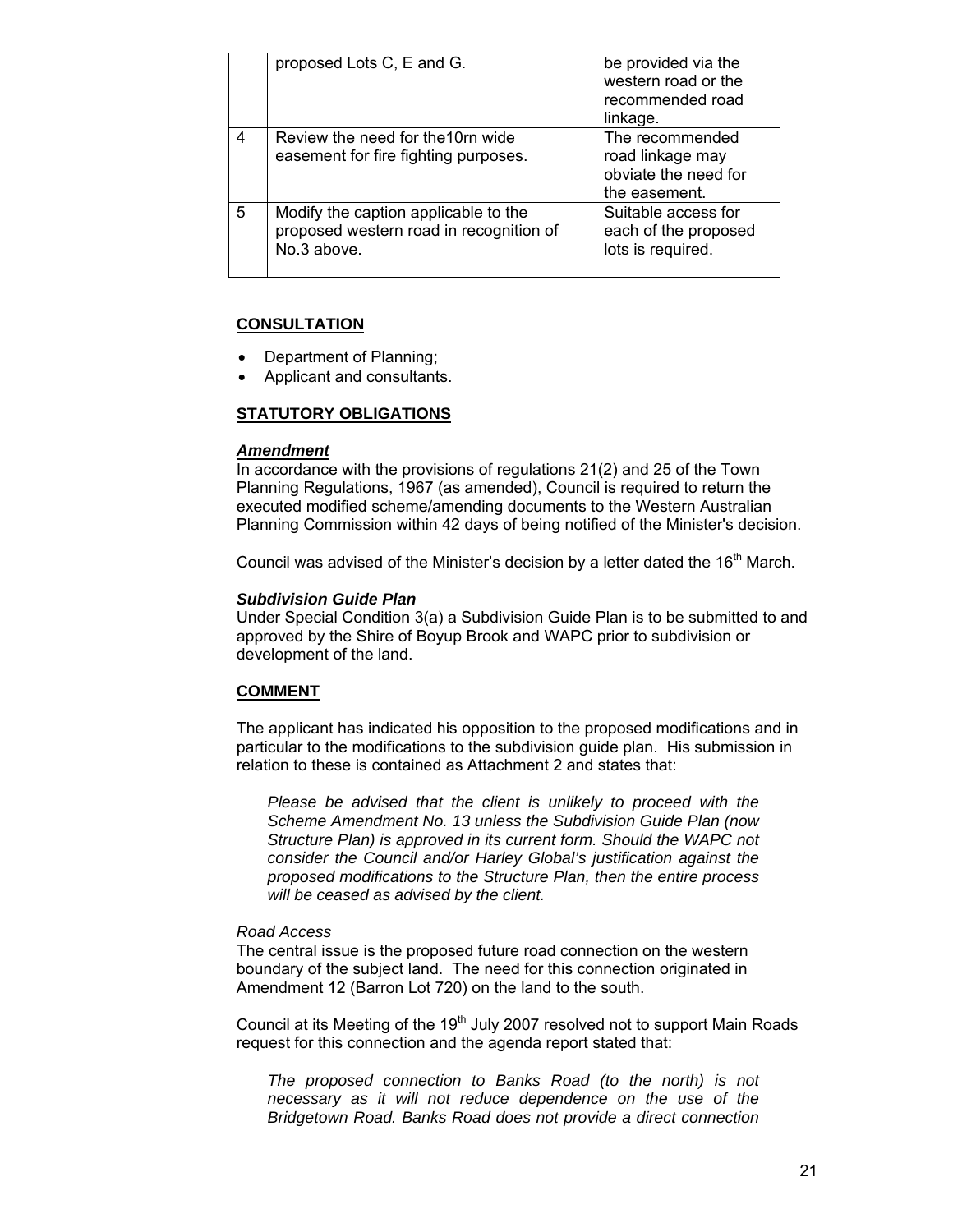|  | proposed Lots C, E and G. | be provided via the western road or the recommended road linkage. |
|---|---|---|
| 4 | Review the need for the10rn wide easement for fire fighting purposes. | The recommended road linkage may obviate the need for the easement. |
| 5 | Modify the caption applicable to the proposed western road in recognition of No.3 above. | Suitable access for each of the proposed lots is required. |

## **CONSULTATION**

- Department of Planning;
- Applicant and consultants.

## **STATUTORY OBLIGATIONS**

***Amendment***

In accordance with the provisions of regulations 21(2) and 25 of the Town Planning Regulations, 1967 (as amended), Council is required to return the executed modified scheme/amending documents to the Western Australian Planning Commission within 42 days of being notified of the Minister's decision.

Council was advised of the Minister's decision by a letter dated the 16th March.

***Subdivision Guide Plan***

Under Special Condition 3(a) a Subdivision Guide Plan is to be submitted to and approved by the Shire of Boyup Brook and WAPC prior to subdivision or development of the land.

## **COMMENT**

The applicant has indicated his opposition to the proposed modifications and in particular to the modifications to the subdivision guide plan. His submission in relation to these is contained as Attachment 2 and states that:

> *Please be advised that the client is unlikely to proceed with the Scheme Amendment No. 13 unless the Subdivision Guide Plan (now Structure Plan) is approved in its current form. Should the WAPC not consider the Council and/or Harley Global's justification against the proposed modifications to the Structure Plan, then the entire process will be ceased as advised by the client.*

*Road Access*

The central issue is the proposed future road connection on the western boundary of the subject land. The need for this connection originated in Amendment 12 (Barron Lot 720) on the land to the south.

Council at its Meeting of the 19th July 2007 resolved not to support Main Roads request for this connection and the agenda report stated that:

> *The proposed connection to Banks Road (to the north) is not necessary as it will not reduce dependence on the use of the Bridgetown Road. Banks Road does not provide a direct connection*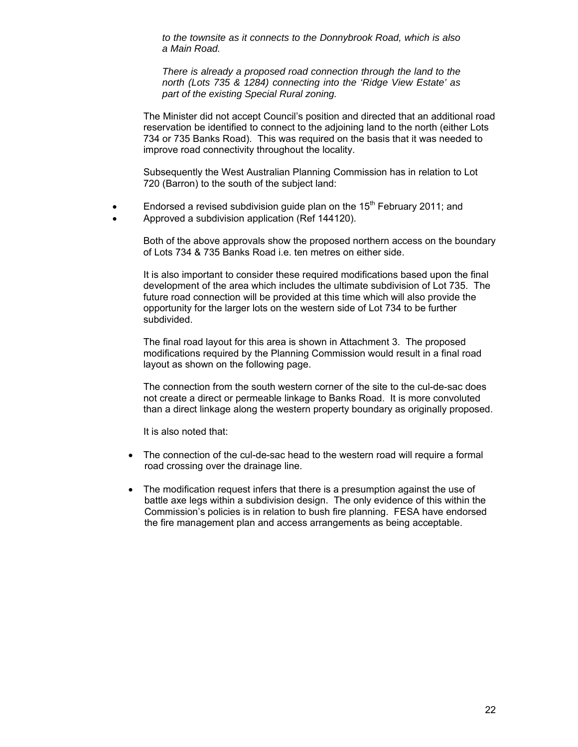*to the townsite as it connects to the Donnybrook Road, which is also a Main Road.*

*There is already a proposed road connection through the land to the north (Lots 735 & 1284) connecting into the 'Ridge View Estate' as part of the existing Special Rural zoning.*

The Minister did not accept Council's position and directed that an additional road reservation be identified to connect to the adjoining land to the north (either Lots 734 or 735 Banks Road). This was required on the basis that it was needed to improve road connectivity throughout the locality.

Subsequently the West Australian Planning Commission has in relation to Lot 720 (Barron) to the south of the subject land:

- Endorsed a revised subdivision guide plan on the 15th February 2011; and
- Approved a subdivision application (Ref 144120).

Both of the above approvals show the proposed northern access on the boundary of Lots 734 & 735 Banks Road i.e. ten metres on either side.

It is also important to consider these required modifications based upon the final development of the area which includes the ultimate subdivision of Lot 735. The future road connection will be provided at this time which will also provide the opportunity for the larger lots on the western side of Lot 734 to be further subdivided.

The final road layout for this area is shown in Attachment 3. The proposed modifications required by the Planning Commission would result in a final road layout as shown on the following page.

The connection from the south western corner of the site to the cul-de-sac does not create a direct or permeable linkage to Banks Road. It is more convoluted than a direct linkage along the western property boundary as originally proposed.

It is also noted that:

- The connection of the cul-de-sac head to the western road will require a formal road crossing over the drainage line.
- The modification request infers that there is a presumption against the use of battle axe legs within a subdivision design. The only evidence of this within the Commission's policies is in relation to bush fire planning. FESA have endorsed the fire management plan and access arrangements as being acceptable.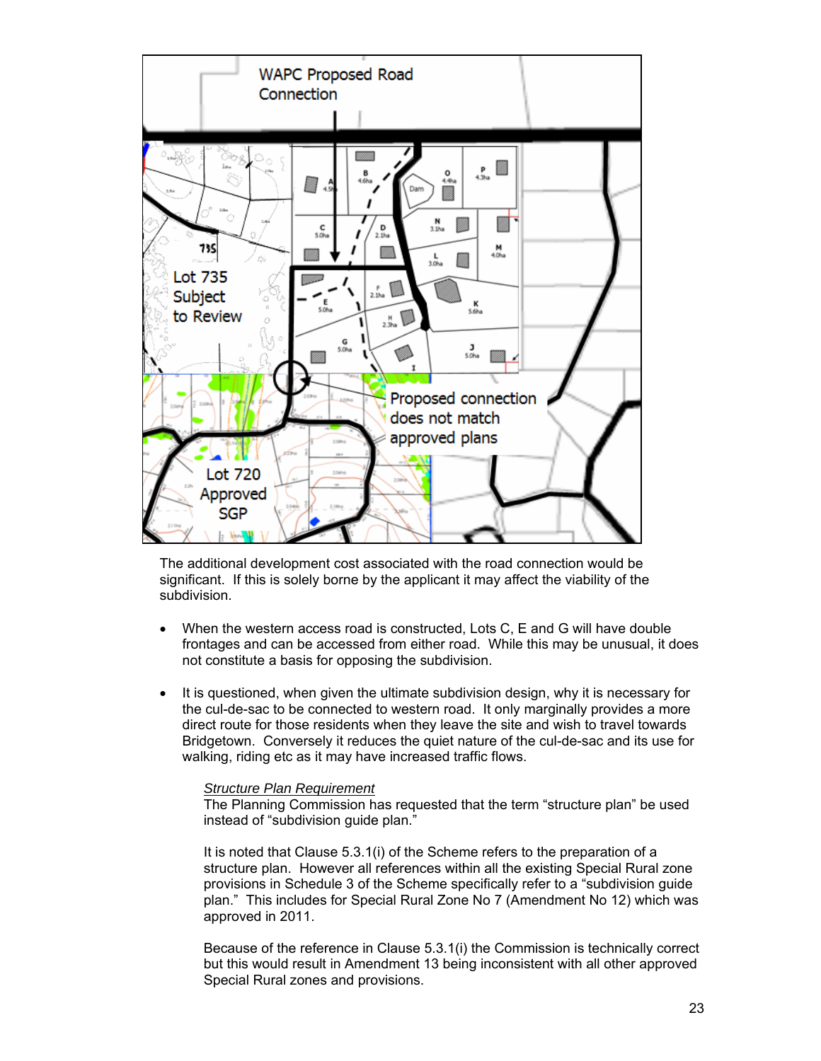The additional development cost associated with the road connection would be significant. If this is solely borne by the applicant it may affect the viability of the subdivision.

- When the western access road is constructed, Lots C, E and G will have double frontages and can be accessed from either road. While this may be unusual, it does not constitute a basis for opposing the subdivision.

- It is questioned, when given the ultimate subdivision design, why it is necessary for the cul-de-sac to be connected to western road. It only marginally provides a more direct route for those residents when they leave the site and wish to travel towards Bridgetown. Conversely it reduces the quiet nature of the cul-de-sac and its use for walking, riding etc as it may have increased traffic flows.

*Structure Plan Requirement*

The Planning Commission has requested that the term "structure plan" be used instead of "subdivision guide plan."

It is noted that Clause 5.3.1(i) of the Scheme refers to the preparation of a structure plan. However all references within all the existing Special Rural zone provisions in Schedule 3 of the Scheme specifically refer to a "subdivision guide plan." This includes for Special Rural Zone No 7 (Amendment No 12) which was approved in 2011.

Because of the reference in Clause 5.3.1(i) the Commission is technically correct but this would result in Amendment 13 being inconsistent with all other approved Special Rural zones and provisions.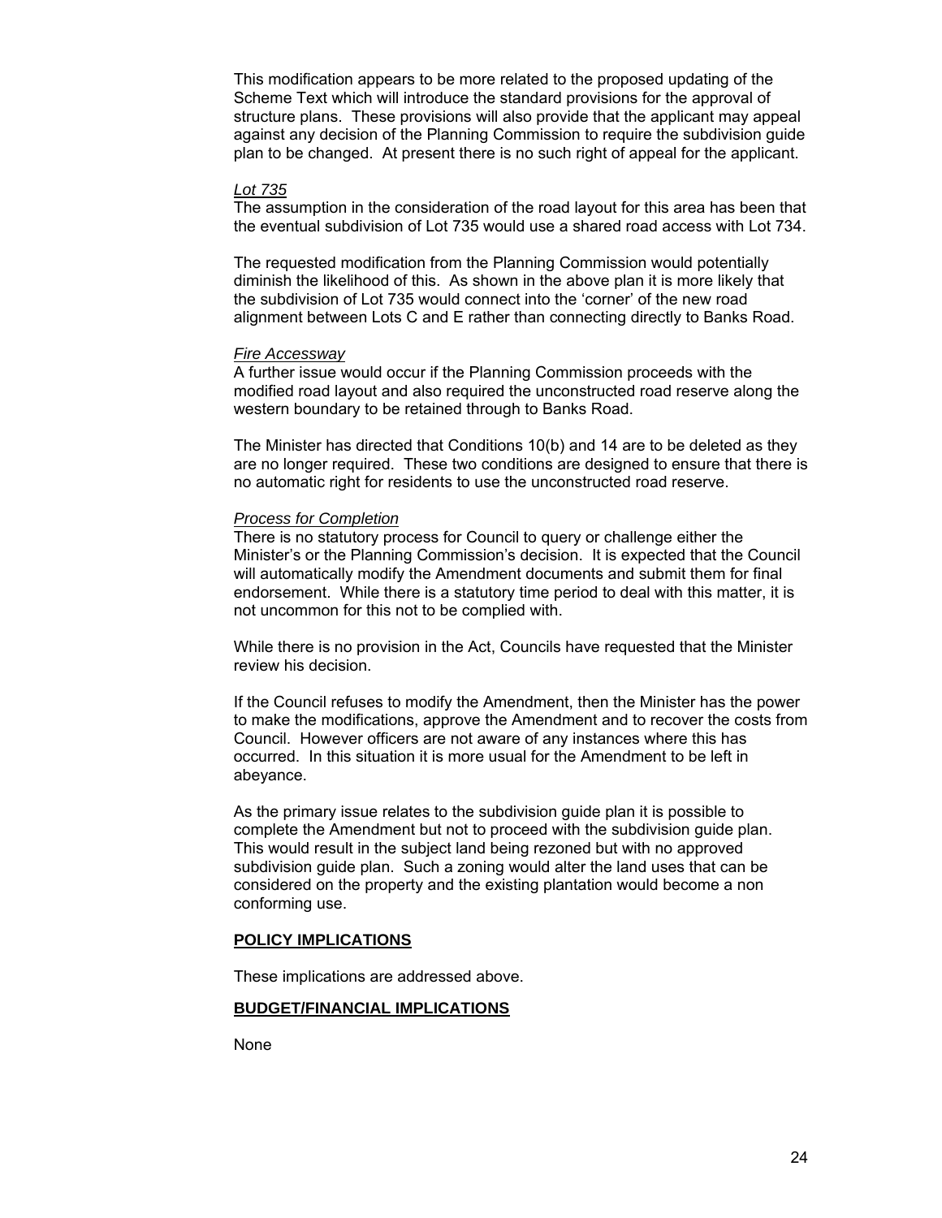This modification appears to be more related to the proposed updating of the Scheme Text which will introduce the standard provisions for the approval of structure plans. These provisions will also provide that the applicant may appeal against any decision of the Planning Commission to require the subdivision guide plan to be changed. At present there is no such right of appeal for the applicant.

*Lot 735*

The assumption in the consideration of the road layout for this area has been that the eventual subdivision of Lot 735 would use a shared road access with Lot 734.

The requested modification from the Planning Commission would potentially diminish the likelihood of this. As shown in the above plan it is more likely that the subdivision of Lot 735 would connect into the 'corner' of the new road alignment between Lots C and E rather than connecting directly to Banks Road.

*Fire Accessway*

A further issue would occur if the Planning Commission proceeds with the modified road layout and also required the unconstructed road reserve along the western boundary to be retained through to Banks Road.

The Minister has directed that Conditions 10(b) and 14 are to be deleted as they are no longer required. These two conditions are designed to ensure that there is no automatic right for residents to use the unconstructed road reserve.

*Process for Completion*

There is no statutory process for Council to query or challenge either the Minister's or the Planning Commission's decision. It is expected that the Council will automatically modify the Amendment documents and submit them for final endorsement. While there is a statutory time period to deal with this matter, it is not uncommon for this not to be complied with.

While there is no provision in the Act, Councils have requested that the Minister review his decision.

If the Council refuses to modify the Amendment, then the Minister has the power to make the modifications, approve the Amendment and to recover the costs from Council. However officers are not aware of any instances where this has occurred. In this situation it is more usual for the Amendment to be left in abeyance.

As the primary issue relates to the subdivision guide plan it is possible to complete the Amendment but not to proceed with the subdivision guide plan. This would result in the subject land being rezoned but with no approved subdivision guide plan. Such a zoning would alter the land uses that can be considered on the property and the existing plantation would become a non conforming use.

**POLICY IMPLICATIONS**

These implications are addressed above.

**BUDGET/FINANCIAL IMPLICATIONS**

None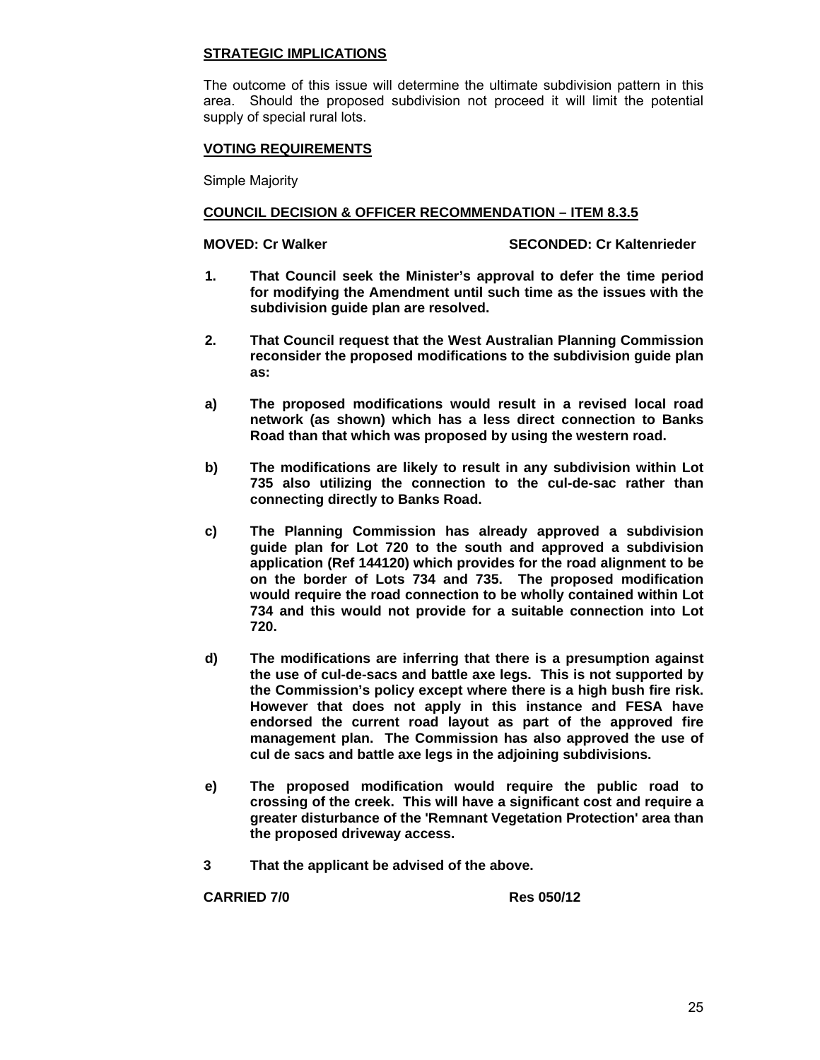**STRATEGIC IMPLICATIONS**

The outcome of this issue will determine the ultimate subdivision pattern in this area. Should the proposed subdivision not proceed it will limit the potential supply of special rural lots.

**VOTING REQUIREMENTS**

Simple Majority

**COUNCIL DECISION & OFFICER RECOMMENDATION – ITEM 8.3.5**

**MOVED: Cr Walker** **SECONDED: Cr Kaltenrieder**

**1. That Council seek the Minister's approval to defer the time period for modifying the Amendment until such time as the issues with the subdivision guide plan are resolved.**

**2. That Council request that the West Australian Planning Commission reconsider the proposed modifications to the subdivision guide plan as:**

**a) The proposed modifications would result in a revised local road network (as shown) which has a less direct connection to Banks Road than that which was proposed by using the western road.**

**b) The modifications are likely to result in any subdivision within Lot 735 also utilizing the connection to the cul-de-sac rather than connecting directly to Banks Road.**

**c) The Planning Commission has already approved a subdivision guide plan for Lot 720 to the south and approved a subdivision application (Ref 144120) which provides for the road alignment to be on the border of Lots 734 and 735. The proposed modification would require the road connection to be wholly contained within Lot 734 and this would not provide for a suitable connection into Lot 720.**

**d) The modifications are inferring that there is a presumption against the use of cul-de-sacs and battle axe legs. This is not supported by the Commission's policy except where there is a high bush fire risk. However that does not apply in this instance and FESA have endorsed the current road layout as part of the approved fire management plan. The Commission has also approved the use of cul de sacs and battle axe legs in the adjoining subdivisions.**

**e) The proposed modification would require the public road to crossing of the creek. This will have a significant cost and require a greater disturbance of the 'Remnant Vegetation Protection' area than the proposed driveway access.**

**3 That the applicant be advised of the above.**

**CARRIED 7/0** **Res 050/12**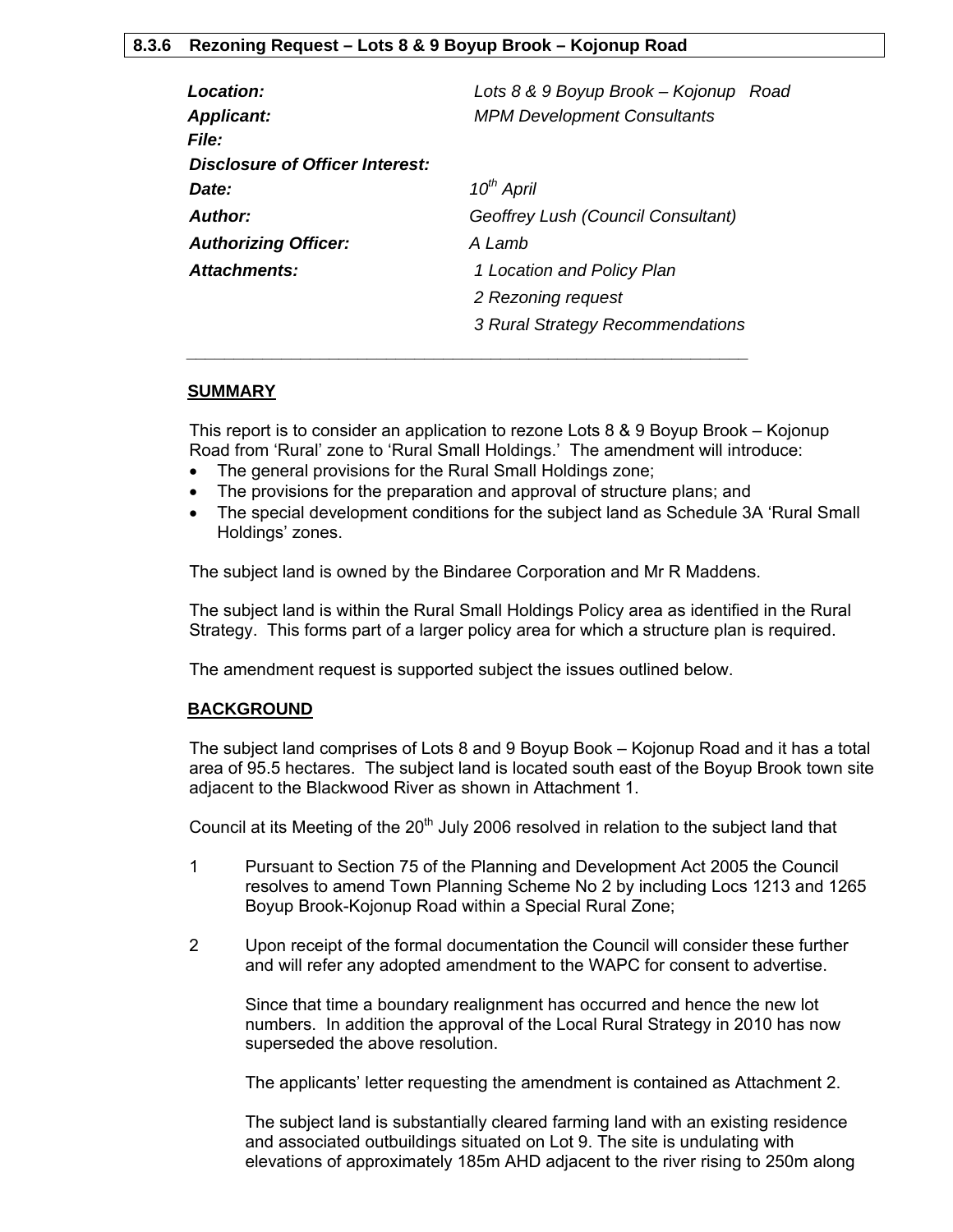### 8.3.6 Rezoning Request – Lots 8 & 9 Boyup Brook – Kojonup Road

| | |
|---|---|
| ***Location:*** | *Lots 8 & 9 Boyup Brook – Kojonup Road* |
| ***Applicant:*** | *MPM Development Consultants* |
| ***File:*** | |
| ***Disclosure of Officer Interest:*** | |
| ***Date:*** | *10th April* |
| ***Author:*** | *Geoffrey Lush (Council Consultant)* |
| ***Authorizing Officer:*** | *A Lamb* |
| ***Attachments:*** | *1 Location and Policy Plan* |
| | *2 Rezoning request* |
| | *3 Rural Strategy Recommendations* |

---

**SUMMARY**

This report is to consider an application to rezone Lots 8 & 9 Boyup Brook – Kojonup Road from 'Rural' zone to 'Rural Small Holdings.' The amendment will introduce:

- The general provisions for the Rural Small Holdings zone;
- The provisions for the preparation and approval of structure plans; and
- The special development conditions for the subject land as Schedule 3A 'Rural Small Holdings' zones.

The subject land is owned by the Bindaree Corporation and Mr R Maddens.

The subject land is within the Rural Small Holdings Policy area as identified in the Rural Strategy. This forms part of a larger policy area for which a structure plan is required.

The amendment request is supported subject the issues outlined below.

**BACKGROUND**

The subject land comprises of Lots 8 and 9 Boyup Book – Kojonup Road and it has a total area of 95.5 hectares. The subject land is located south east of the Boyup Brook town site adjacent to the Blackwood River as shown in Attachment 1.

Council at its Meeting of the 20th July 2006 resolved in relation to the subject land that

1 Pursuant to Section 75 of the Planning and Development Act 2005 the Council resolves to amend Town Planning Scheme No 2 by including Locs 1213 and 1265 Boyup Brook-Kojonup Road within a Special Rural Zone;

2 Upon receipt of the formal documentation the Council will consider these further and will refer any adopted amendment to the WAPC for consent to advertise.

Since that time a boundary realignment has occurred and hence the new lot numbers. In addition the approval of the Local Rural Strategy in 2010 has now superseded the above resolution.

The applicants' letter requesting the amendment is contained as Attachment 2.

The subject land is substantially cleared farming land with an existing residence and associated outbuildings situated on Lot 9. The site is undulating with elevations of approximately 185m AHD adjacent to the river rising to 250m along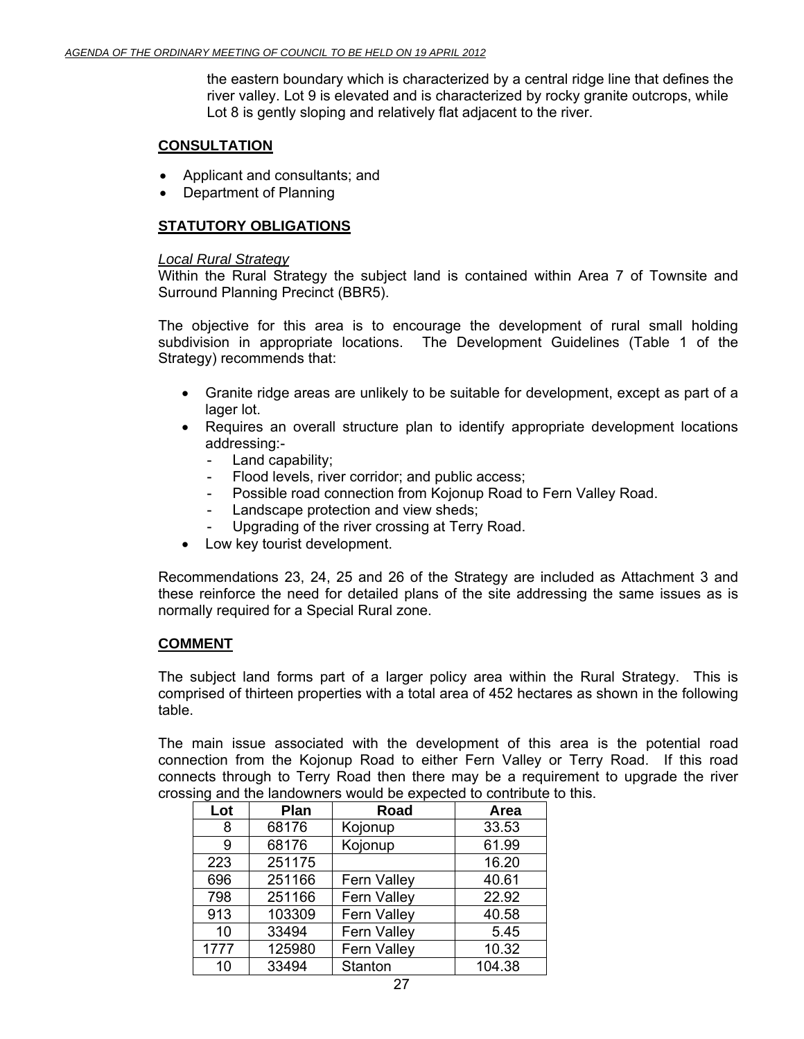the eastern boundary which is characterized by a central ridge line that defines the river valley. Lot 9 is elevated and is characterized by rocky granite outcrops, while Lot 8 is gently sloping and relatively flat adjacent to the river.

**CONSULTATION**

- Applicant and consultants; and
- Department of Planning

**STATUTORY OBLIGATIONS**

*Local Rural Strategy*

Within the Rural Strategy the subject land is contained within Area 7 of Townsite and Surround Planning Precinct (BBR5).

The objective for this area is to encourage the development of rural small holding subdivision in appropriate locations. The Development Guidelines (Table 1 of the Strategy) recommends that:

- Granite ridge areas are unlikely to be suitable for development, except as part of a lager lot.
- Requires an overall structure plan to identify appropriate development locations addressing:-
  - Land capability;
  - Flood levels, river corridor; and public access;
  - Possible road connection from Kojonup Road to Fern Valley Road.
  - Landscape protection and view sheds;
  - Upgrading of the river crossing at Terry Road.
- Low key tourist development.

Recommendations 23, 24, 25 and 26 of the Strategy are included as Attachment 3 and these reinforce the need for detailed plans of the site addressing the same issues as is normally required for a Special Rural zone.

**COMMENT**

The subject land forms part of a larger policy area within the Rural Strategy. This is comprised of thirteen properties with a total area of 452 hectares as shown in the following table.

The main issue associated with the development of this area is the potential road connection from the Kojonup Road to either Fern Valley or Terry Road. If this road connects through to Terry Road then there may be a requirement to upgrade the river crossing and the landowners would be expected to contribute to this.

| Lot | Plan | Road | Area |
|---|---|---|---|
| 8 | 68176 | Kojonup | 33.53 |
| 9 | 68176 | Kojonup | 61.99 |
| 223 | 251175 | | 16.20 |
| 696 | 251166 | Fern Valley | 40.61 |
| 798 | 251166 | Fern Valley | 22.92 |
| 913 | 103309 | Fern Valley | 40.58 |
| 10 | 33494 | Fern Valley | 5.45 |
| 1777 | 125980 | Fern Valley | 10.32 |
| 10 | 33494 | Stanton | 104.38 |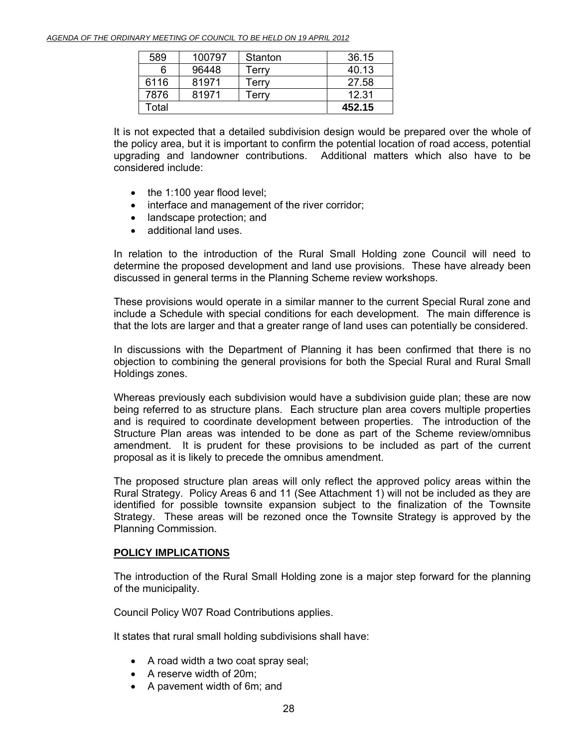| 589 | 100797 | Stanton | 36.15 |
|---|---|---|---|
| 6 | 96448 | Terry | 40.13 |
| 6116 | 81971 | Terry | 27.58 |
| 7876 | 81971 | Terry | 12.31 |
| Total | | | **452.15** |

It is not expected that a detailed subdivision design would be prepared over the whole of the policy area, but it is important to confirm the potential location of road access, potential upgrading and landowner contributions. Additional matters which also have to be considered include:

- the 1:100 year flood level;
- interface and management of the river corridor;
- landscape protection; and
- additional land uses.

In relation to the introduction of the Rural Small Holding zone Council will need to determine the proposed development and land use provisions. These have already been discussed in general terms in the Planning Scheme review workshops.

These provisions would operate in a similar manner to the current Special Rural zone and include a Schedule with special conditions for each development. The main difference is that the lots are larger and that a greater range of land uses can potentially be considered.

In discussions with the Department of Planning it has been confirmed that there is no objection to combining the general provisions for both the Special Rural and Rural Small Holdings zones.

Whereas previously each subdivision would have a subdivision guide plan; these are now being referred to as structure plans. Each structure plan area covers multiple properties and is required to coordinate development between properties. The introduction of the Structure Plan areas was intended to be done as part of the Scheme review/omnibus amendment. It is prudent for these provisions to be included as part of the current proposal as it is likely to precede the omnibus amendment.

The proposed structure plan areas will only reflect the approved policy areas within the Rural Strategy. Policy Areas 6 and 11 (See Attachment 1) will not be included as they are identified for possible townsite expansion subject to the finalization of the Townsite Strategy. These areas will be rezoned once the Townsite Strategy is approved by the Planning Commission.

**POLICY IMPLICATIONS**

The introduction of the Rural Small Holding zone is a major step forward for the planning of the municipality.

Council Policy W07 Road Contributions applies.

It states that rural small holding subdivisions shall have:

- A road width a two coat spray seal;
- A reserve width of 20m;
- A pavement width of 6m; and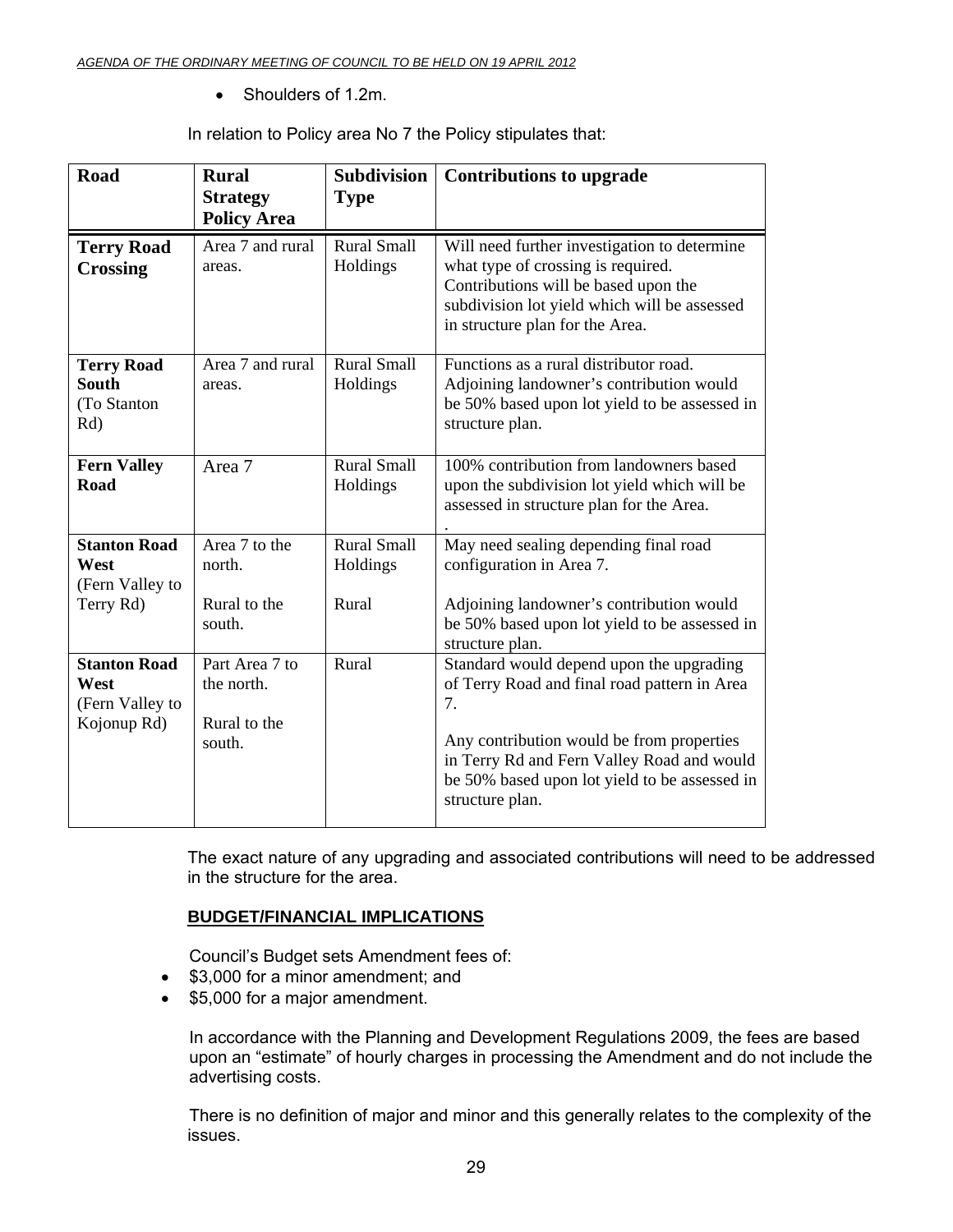- Shoulders of 1.2m.

In relation to Policy area No 7 the Policy stipulates that:

| Road | Rural Strategy Policy Area | Subdivision Type | Contributions to upgrade |
|---|---|---|---|
| **Terry Road Crossing** | Area 7 and rural areas. | Rural Small Holdings | Will need further investigation to determine what type of crossing is required. Contributions will be based upon the subdivision lot yield which will be assessed in structure plan for the Area. |
| **Terry Road South** (To Stanton Rd) | Area 7 and rural areas. | Rural Small Holdings | Functions as a rural distributor road. Adjoining landowner's contribution would be 50% based upon lot yield to be assessed in structure plan. |
| **Fern Valley Road** | Area 7 | Rural Small Holdings | 100% contribution from landowners based upon the subdivision lot yield which will be assessed in structure plan for the Area. . |
| **Stanton Road West** (Fern Valley to Terry Rd) | Area 7 to the north.<br><br>Rural to the south. | Rural Small Holdings<br><br>Rural | May need sealing depending final road configuration in Area 7.<br><br>Adjoining landowner's contribution would be 50% based upon lot yield to be assessed in structure plan. |
| **Stanton Road West** (Fern Valley to Kojonup Rd) | Part Area 7 to the north.<br><br>Rural to the south. | Rural | Standard would depend upon the upgrading of Terry Road and final road pattern in Area 7.<br><br>Any contribution would be from properties in Terry Rd and Fern Valley Road and would be 50% based upon lot yield to be assessed in structure plan. |

The exact nature of any upgrading and associated contributions will need to be addressed in the structure for the area.

**BUDGET/FINANCIAL IMPLICATIONS**

Council's Budget sets Amendment fees of:

- $3,000 for a minor amendment; and
- $5,000 for a major amendment.

In accordance with the Planning and Development Regulations 2009, the fees are based upon an "estimate" of hourly charges in processing the Amendment and do not include the advertising costs.

There is no definition of major and minor and this generally relates to the complexity of the issues.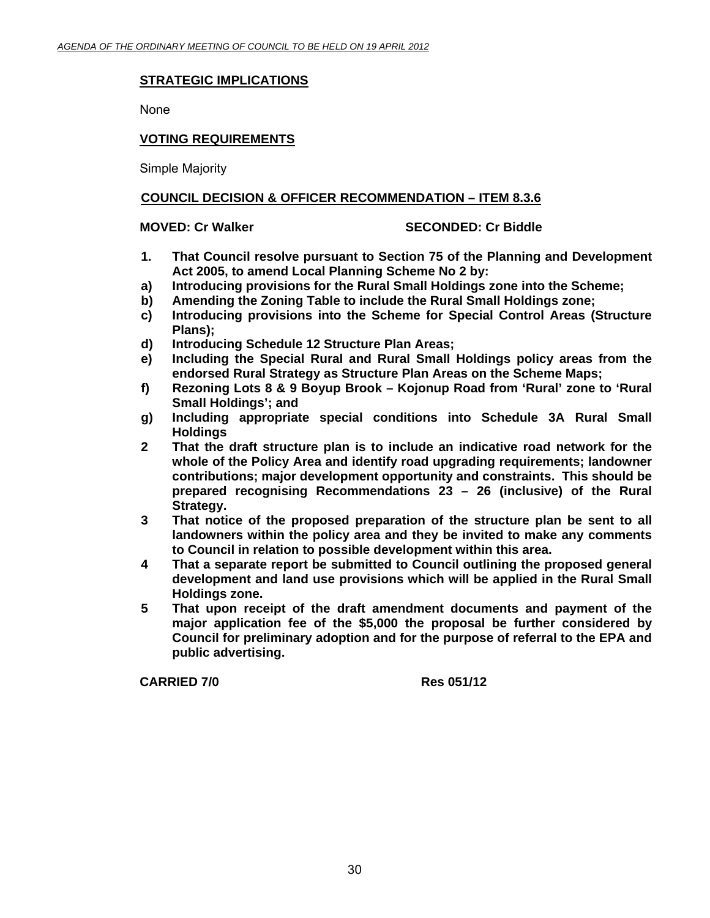## STRATEGIC IMPLICATIONS

None

## VOTING REQUIREMENTS

Simple Majority

## COUNCIL DECISION & OFFICER RECOMMENDATION – ITEM 8.3.6

**MOVED: Cr Walker** **SECONDED: Cr Biddle**

**1. That Council resolve pursuant to Section 75 of the Planning and Development Act 2005, to amend Local Planning Scheme No 2 by:**

**a) Introducing provisions for the Rural Small Holdings zone into the Scheme;**

**b) Amending the Zoning Table to include the Rural Small Holdings zone;**

**c) Introducing provisions into the Scheme for Special Control Areas (Structure Plans);**

**d) Introducing Schedule 12 Structure Plan Areas;**

**e) Including the Special Rural and Rural Small Holdings policy areas from the endorsed Rural Strategy as Structure Plan Areas on the Scheme Maps;**

**f) Rezoning Lots 8 & 9 Boyup Brook – Kojonup Road from 'Rural' zone to 'Rural Small Holdings'; and**

**g) Including appropriate special conditions into Schedule 3A Rural Small Holdings**

**2 That the draft structure plan is to include an indicative road network for the whole of the Policy Area and identify road upgrading requirements; landowner contributions; major development opportunity and constraints. This should be prepared recognising Recommendations 23 – 26 (inclusive) of the Rural Strategy.**

**3 That notice of the proposed preparation of the structure plan be sent to all landowners within the policy area and they be invited to make any comments to Council in relation to possible development within this area.**

**4 That a separate report be submitted to Council outlining the proposed general development and land use provisions which will be applied in the Rural Small Holdings zone.**

**5 That upon receipt of the draft amendment documents and payment of the major application fee of the $5,000 the proposal be further considered by Council for preliminary adoption and for the purpose of referral to the EPA and public advertising.**

**CARRIED 7/0** **Res 051/12**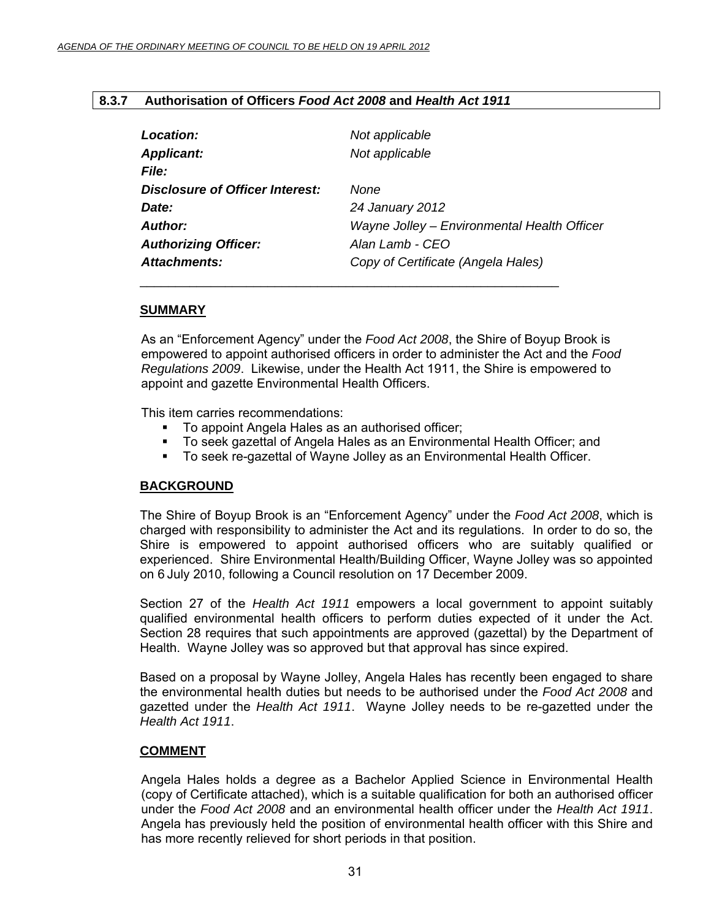### 8.3.7 Authorisation of Officers *Food Act 2008* and *Health Act 1911*

| | |
|---|---|
| ***Location:*** | *Not applicable* |
| ***Applicant:*** | *Not applicable* |
| ***File:*** | |
| ***Disclosure of Officer Interest:*** | *None* |
| ***Date:*** | *24 January 2012* |
| ***Author:*** | *Wayne Jolley – Environmental Health Officer* |
| ***Authorizing Officer:*** | *Alan Lamb - CEO* |
| ***Attachments:*** | *Copy of Certificate (Angela Hales)* |

**SUMMARY**

As an "Enforcement Agency" under the *Food Act 2008*, the Shire of Boyup Brook is empowered to appoint authorised officers in order to administer the Act and the *Food Regulations 2009*. Likewise, under the Health Act 1911, the Shire is empowered to appoint and gazette Environmental Health Officers.

This item carries recommendations:

- To appoint Angela Hales as an authorised officer;
- To seek gazettal of Angela Hales as an Environmental Health Officer; and
- To seek re-gazettal of Wayne Jolley as an Environmental Health Officer.

**BACKGROUND**

The Shire of Boyup Brook is an "Enforcement Agency" under the *Food Act 2008*, which is charged with responsibility to administer the Act and its regulations. In order to do so, the Shire is empowered to appoint authorised officers who are suitably qualified or experienced. Shire Environmental Health/Building Officer, Wayne Jolley was so appointed on 6 July 2010, following a Council resolution on 17 December 2009.

Section 27 of the *Health Act 1911* empowers a local government to appoint suitably qualified environmental health officers to perform duties expected of it under the Act. Section 28 requires that such appointments are approved (gazettal) by the Department of Health. Wayne Jolley was so approved but that approval has since expired.

Based on a proposal by Wayne Jolley, Angela Hales has recently been engaged to share the environmental health duties but needs to be authorised under the *Food Act 2008* and gazetted under the *Health Act 1911*. Wayne Jolley needs to be re-gazetted under the *Health Act 1911*.

**COMMENT**

Angela Hales holds a degree as a Bachelor Applied Science in Environmental Health (copy of Certificate attached), which is a suitable qualification for both an authorised officer under the *Food Act 2008* and an environmental health officer under the *Health Act 1911*. Angela has previously held the position of environmental health officer with this Shire and has more recently relieved for short periods in that position.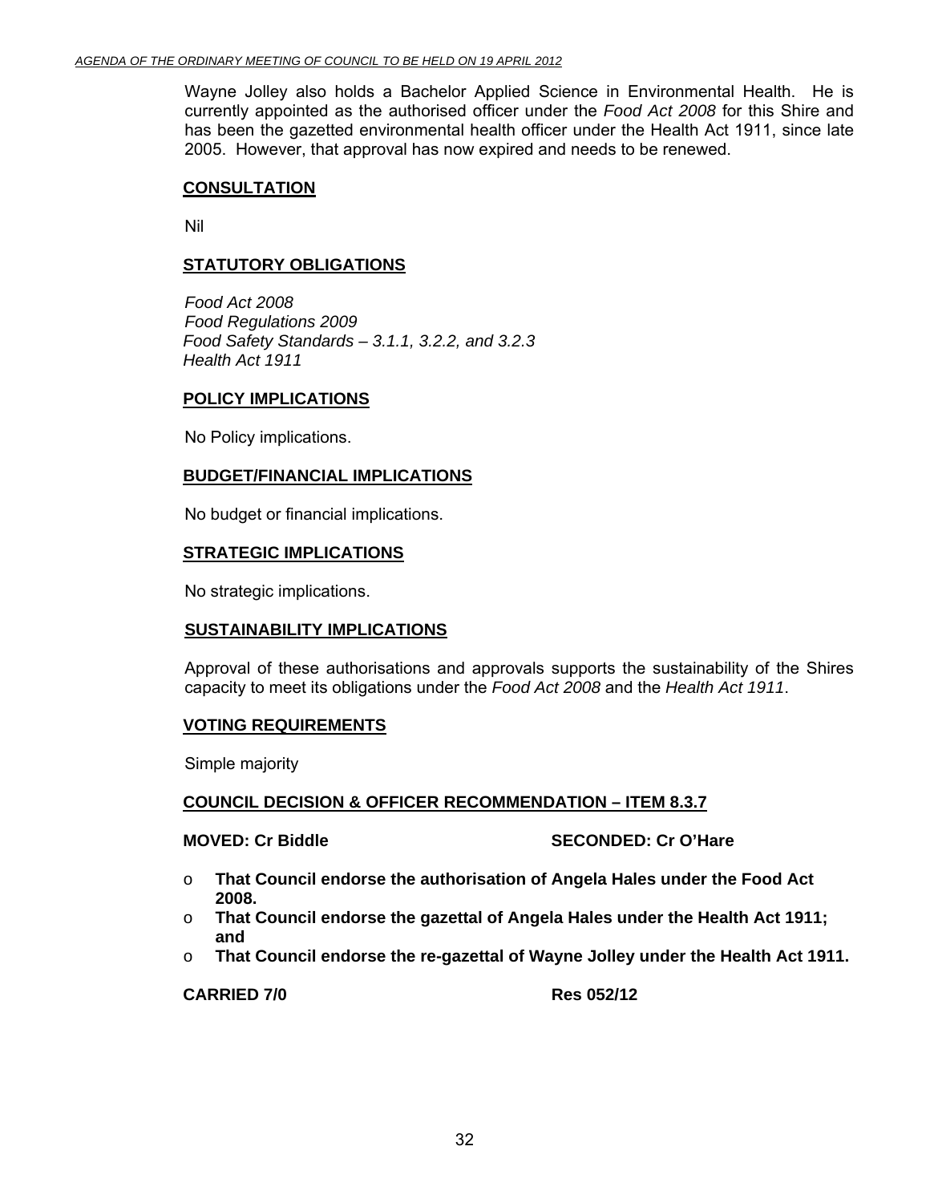Wayne Jolley also holds a Bachelor Applied Science in Environmental Health. He is currently appointed as the authorised officer under the *Food Act 2008* for this Shire and has been the gazetted environmental health officer under the Health Act 1911, since late 2005. However, that approval has now expired and needs to be renewed.

**CONSULTATION**

Nil

**STATUTORY OBLIGATIONS**

*Food Act 2008*
*Food Regulations 2009*
*Food Safety Standards – 3.1.1, 3.2.2, and 3.2.3*
*Health Act 1911*

**POLICY IMPLICATIONS**

No Policy implications.

**BUDGET/FINANCIAL IMPLICATIONS**

No budget or financial implications.

**STRATEGIC IMPLICATIONS**

No strategic implications.

**SUSTAINABILITY IMPLICATIONS**

Approval of these authorisations and approvals supports the sustainability of the Shires capacity to meet its obligations under the *Food Act 2008* and the *Health Act 1911*.

**VOTING REQUIREMENTS**

Simple majority

**COUNCIL DECISION & OFFICER RECOMMENDATION – ITEM 8.3.7**

**MOVED: Cr Biddle** **SECONDED: Cr O'Hare**

- **That Council endorse the authorisation of Angela Hales under the Food Act 2008.**
- **That Council endorse the gazettal of Angela Hales under the Health Act 1911; and**
- **That Council endorse the re-gazettal of Wayne Jolley under the Health Act 1911.**

**CARRIED 7/0** **Res 052/12**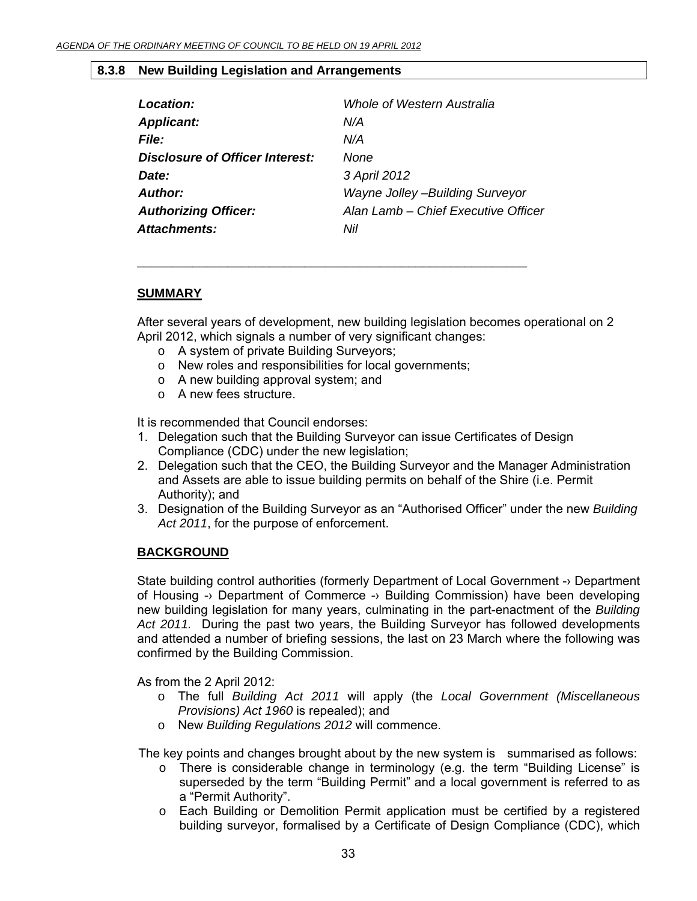## 8.3.8 New Building Legislation and Arrangements

| | |
|---|---|
| ***Location:*** | *Whole of Western Australia* |
| ***Applicant:*** | *N/A* |
| ***File:*** | *N/A* |
| ***Disclosure of Officer Interest:*** | *None* |
| ***Date:*** | *3 April 2012* |
| ***Author:*** | *Wayne Jolley –Building Surveyor* |
| ***Authorizing Officer:*** | *Alan Lamb – Chief Executive Officer* |
| ***Attachments:*** | *Nil* |

---

**SUMMARY**

After several years of development, new building legislation becomes operational on 2 April 2012, which signals a number of very significant changes:

- A system of private Building Surveyors;
- New roles and responsibilities for local governments;
- A new building approval system; and
- A new fees structure.

It is recommended that Council endorses:

1. Delegation such that the Building Surveyor can issue Certificates of Design Compliance (CDC) under the new legislation;
2. Delegation such that the CEO, the Building Surveyor and the Manager Administration and Assets are able to issue building permits on behalf of the Shire (i.e. Permit Authority); and
3. Designation of the Building Surveyor as an "Authorised Officer" under the new *Building Act 2011*, for the purpose of enforcement.

**BACKGROUND**

State building control authorities (formerly Department of Local Government -› Department of Housing -› Department of Commerce -› Building Commission) have been developing new building legislation for many years, culminating in the part-enactment of the *Building Act 2011.* During the past two years, the Building Surveyor has followed developments and attended a number of briefing sessions, the last on 23 March where the following was confirmed by the Building Commission.

As from the 2 April 2012:

- The full *Building Act 2011* will apply (the *Local Government (Miscellaneous Provisions) Act 1960* is repealed); and
- New *Building Regulations 2012* will commence.

The key points and changes brought about by the new system is summarised as follows:

- There is considerable change in terminology (e.g. the term "Building License" is superseded by the term "Building Permit" and a local government is referred to as a "Permit Authority".
- Each Building or Demolition Permit application must be certified by a registered building surveyor, formalised by a Certificate of Design Compliance (CDC), which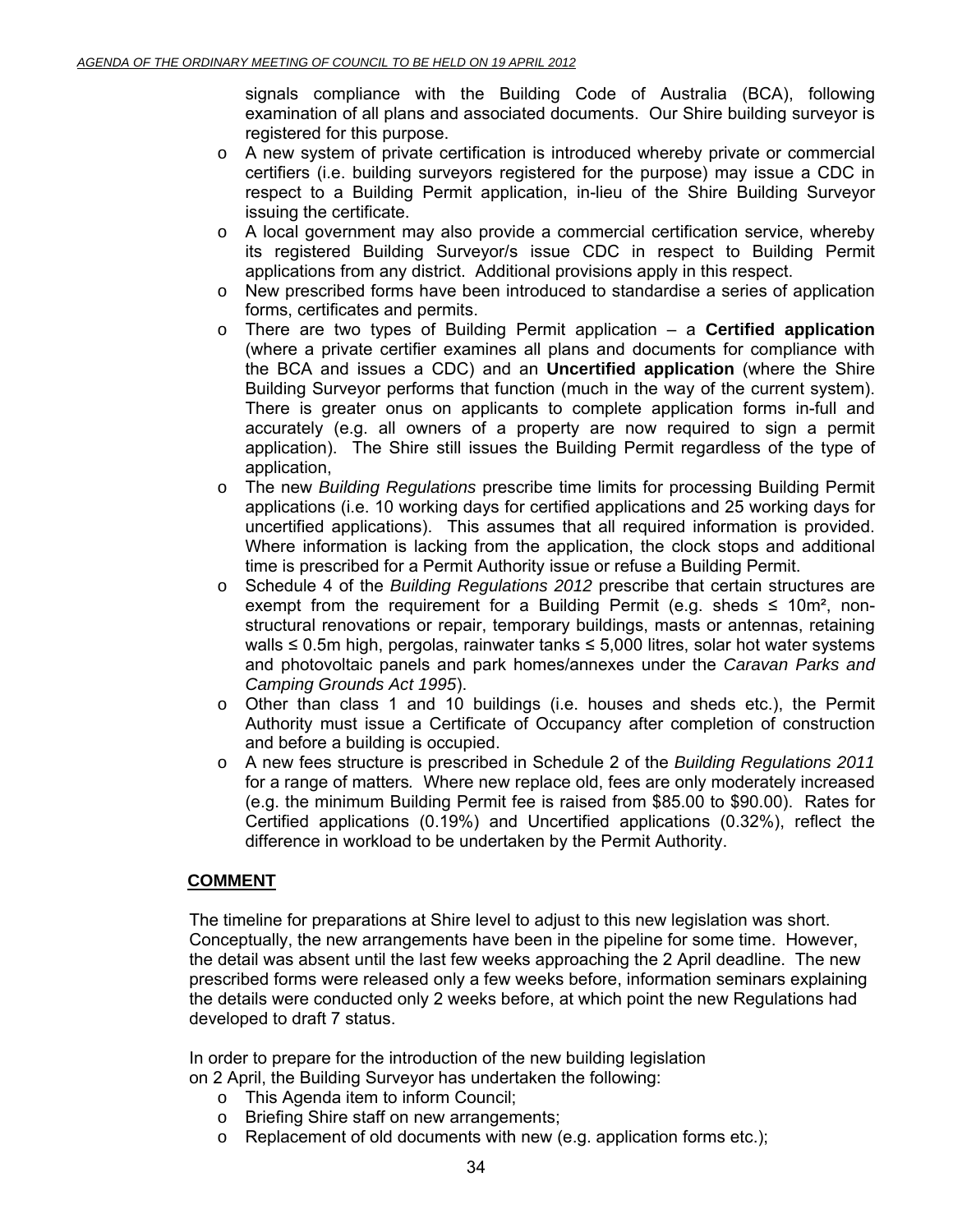signals compliance with the Building Code of Australia (BCA), following examination of all plans and associated documents. Our Shire building surveyor is registered for this purpose.

- A new system of private certification is introduced whereby private or commercial certifiers (i.e. building surveyors registered for the purpose) may issue a CDC in respect to a Building Permit application, in-lieu of the Shire Building Surveyor issuing the certificate.
- A local government may also provide a commercial certification service, whereby its registered Building Surveyor/s issue CDC in respect to Building Permit applications from any district. Additional provisions apply in this respect.
- New prescribed forms have been introduced to standardise a series of application forms, certificates and permits.
- There are two types of Building Permit application – a **Certified application** (where a private certifier examines all plans and documents for compliance with the BCA and issues a CDC) and an **Uncertified application** (where the Shire Building Surveyor performs that function (much in the way of the current system). There is greater onus on applicants to complete application forms in-full and accurately (e.g. all owners of a property are now required to sign a permit application). The Shire still issues the Building Permit regardless of the type of application,
- The new *Building Regulations* prescribe time limits for processing Building Permit applications (i.e. 10 working days for certified applications and 25 working days for uncertified applications). This assumes that all required information is provided. Where information is lacking from the application, the clock stops and additional time is prescribed for a Permit Authority issue or refuse a Building Permit.
- Schedule 4 of the *Building Regulations 2012* prescribe that certain structures are exempt from the requirement for a Building Permit (e.g. sheds ≤ 10m², non-structural renovations or repair, temporary buildings, masts or antennas, retaining walls ≤ 0.5m high, pergolas, rainwater tanks ≤ 5,000 litres, solar hot water systems and photovoltaic panels and park homes/annexes under the *Caravan Parks and Camping Grounds Act 1995*).
- Other than class 1 and 10 buildings (i.e. houses and sheds etc.), the Permit Authority must issue a Certificate of Occupancy after completion of construction and before a building is occupied.
- A new fees structure is prescribed in Schedule 2 of the *Building Regulations 2011* for a range of matters. Where new replace old, fees are only moderately increased (e.g. the minimum Building Permit fee is raised from $85.00 to $90.00). Rates for Certified applications (0.19%) and Uncertified applications (0.32%), reflect the difference in workload to be undertaken by the Permit Authority.

## COMMENT

The timeline for preparations at Shire level to adjust to this new legislation was short. Conceptually, the new arrangements have been in the pipeline for some time. However, the detail was absent until the last few weeks approaching the 2 April deadline. The new prescribed forms were released only a few weeks before, information seminars explaining the details were conducted only 2 weeks before, at which point the new Regulations had developed to draft 7 status.

In order to prepare for the introduction of the new building legislation on 2 April, the Building Surveyor has undertaken the following:

- This Agenda item to inform Council;
- Briefing Shire staff on new arrangements;
- Replacement of old documents with new (e.g. application forms etc.);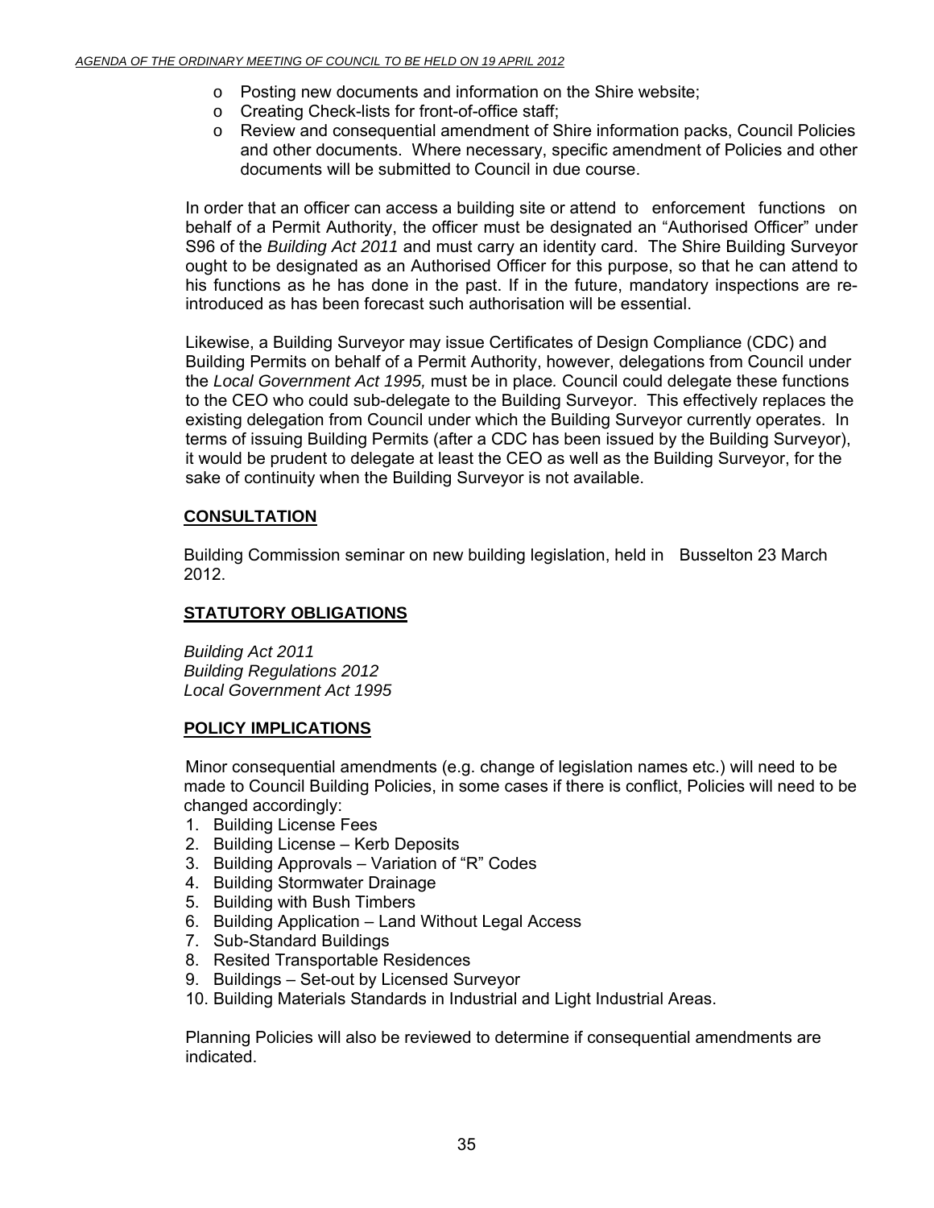- Posting new documents and information on the Shire website;
- Creating Check-lists for front-of-office staff;
- Review and consequential amendment of Shire information packs, Council Policies and other documents. Where necessary, specific amendment of Policies and other documents will be submitted to Council in due course.

In order that an officer can access a building site or attend to enforcement functions on behalf of a Permit Authority, the officer must be designated an "Authorised Officer" under S96 of the *Building Act 2011* and must carry an identity card. The Shire Building Surveyor ought to be designated as an Authorised Officer for this purpose, so that he can attend to his functions as he has done in the past. If in the future, mandatory inspections are re-introduced as has been forecast such authorisation will be essential.

Likewise, a Building Surveyor may issue Certificates of Design Compliance (CDC) and Building Permits on behalf of a Permit Authority, however, delegations from Council under the *Local Government Act 1995,* must be in place. Council could delegate these functions to the CEO who could sub-delegate to the Building Surveyor. This effectively replaces the existing delegation from Council under which the Building Surveyor currently operates. In terms of issuing Building Permits (after a CDC has been issued by the Building Surveyor), it would be prudent to delegate at least the CEO as well as the Building Surveyor, for the sake of continuity when the Building Surveyor is not available.

**CONSULTATION**

Building Commission seminar on new building legislation, held in Busselton 23 March 2012.

**STATUTORY OBLIGATIONS**

*Building Act 2011*
*Building Regulations 2012*
*Local Government Act 1995*

**POLICY IMPLICATIONS**

Minor consequential amendments (e.g. change of legislation names etc.) will need to be made to Council Building Policies, in some cases if there is conflict, Policies will need to be changed accordingly:

1. Building License Fees
2. Building License – Kerb Deposits
3. Building Approvals – Variation of "R" Codes
4. Building Stormwater Drainage
5. Building with Bush Timbers
6. Building Application – Land Without Legal Access
7. Sub-Standard Buildings
8. Resited Transportable Residences
9. Buildings – Set-out by Licensed Surveyor
10. Building Materials Standards in Industrial and Light Industrial Areas.

Planning Policies will also be reviewed to determine if consequential amendments are indicated.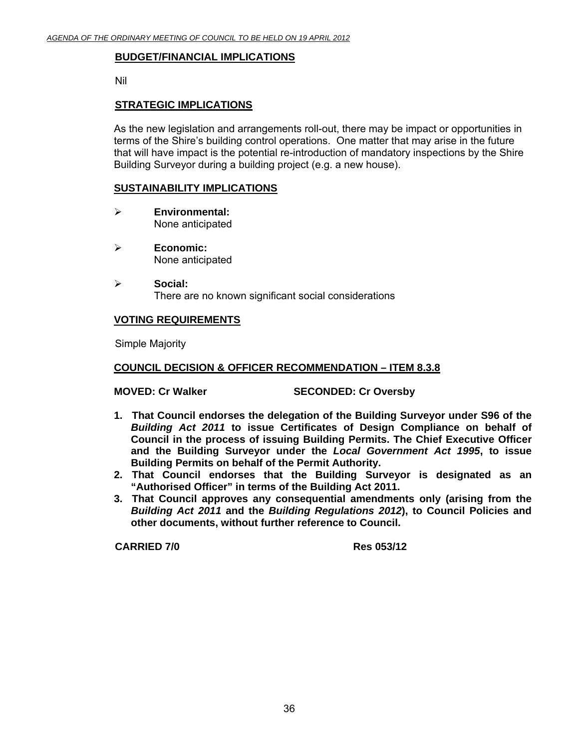**BUDGET/FINANCIAL IMPLICATIONS**

Nil

**STRATEGIC IMPLICATIONS**

As the new legislation and arrangements roll-out, there may be impact or opportunities in terms of the Shire's building control operations. One matter that may arise in the future that will have impact is the potential re-introduction of mandatory inspections by the Shire Building Surveyor during a building project (e.g. a new house).

**SUSTAINABILITY IMPLICATIONS**

- **Environmental:**
  None anticipated
- **Economic:**
  None anticipated
- **Social:**
  There are no known significant social considerations

**VOTING REQUIREMENTS**

Simple Majority

**COUNCIL DECISION & OFFICER RECOMMENDATION – ITEM 8.3.8**

**MOVED: Cr Walker** **SECONDED: Cr Oversby**

1. **That Council endorses the delegation of the Building Surveyor under S96 of the *Building Act 2011* to issue Certificates of Design Compliance on behalf of Council in the process of issuing Building Permits. The Chief Executive Officer and the Building Surveyor under the *Local Government Act 1995*, to issue Building Permits on behalf of the Permit Authority.**
2. **That Council endorses that the Building Surveyor is designated as an "Authorised Officer" in terms of the Building Act 2011.**
3. **That Council approves any consequential amendments only (arising from the *Building Act 2011* and the *Building Regulations 2012*), to Council Policies and other documents, without further reference to Council.**

**CARRIED 7/0** **Res 053/12**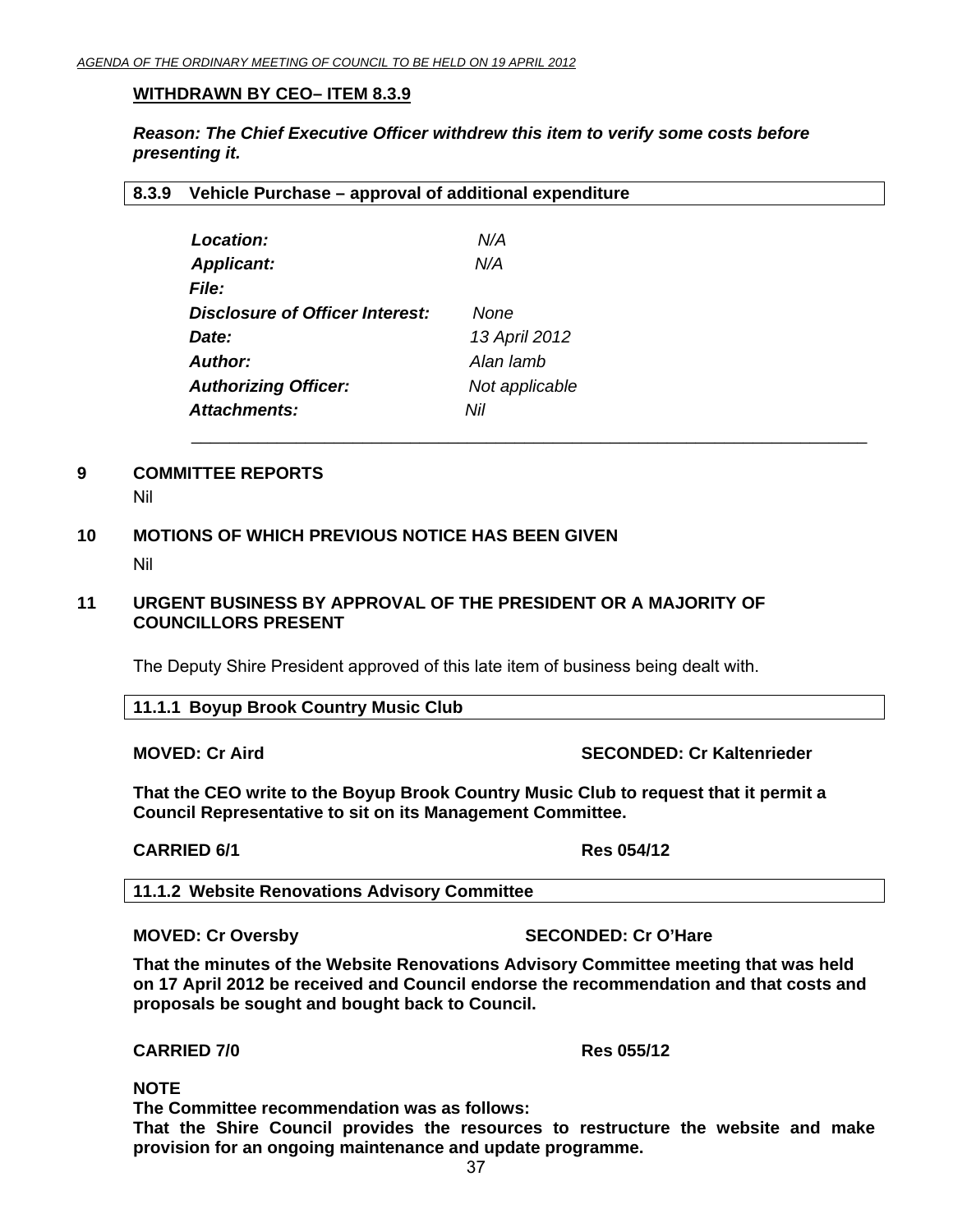**WITHDRAWN BY CEO– ITEM 8.3.9**

***Reason: The Chief Executive Officer withdrew this item to verify some costs before presenting it.***

### 8.3.9 Vehicle Purchase – approval of additional expenditure

| | |
|---|---|
| ***Location:*** | *N/A* |
| ***Applicant:*** | *N/A* |
| ***File:*** | |
| ***Disclosure of Officer Interest:*** | *None* |
| ***Date:*** | *13 April 2012* |
| ***Author:*** | *Alan lamb* |
| ***Authorizing Officer:*** | *Not applicable* |
| ***Attachments:*** | *Nil* |

---

## 9 COMMITTEE REPORTS

Nil

## 10 MOTIONS OF WHICH PREVIOUS NOTICE HAS BEEN GIVEN

Nil

## 11 URGENT BUSINESS BY APPROVAL OF THE PRESIDENT OR A MAJORITY OF COUNCILLORS PRESENT

The Deputy Shire President approved of this late item of business being dealt with.

### 11.1.1 Boyup Brook Country Music Club

**MOVED: Cr Aird** **SECONDED: Cr Kaltenrieder**

**That the CEO write to the Boyup Brook Country Music Club to request that it permit a Council Representative to sit on its Management Committee.**

**CARRIED 6/1** **Res 054/12**

### 11.1.2 Website Renovations Advisory Committee

**MOVED: Cr Oversby** **SECONDED: Cr O'Hare**

**That the minutes of the Website Renovations Advisory Committee meeting that was held on 17 April 2012 be received and Council endorse the recommendation and that costs and proposals be sought and bought back to Council.**

**CARRIED 7/0** **Res 055/12**

**NOTE**

**The Committee recommendation was as follows:**

**That the Shire Council provides the resources to restructure the website and make provision for an ongoing maintenance and update programme.**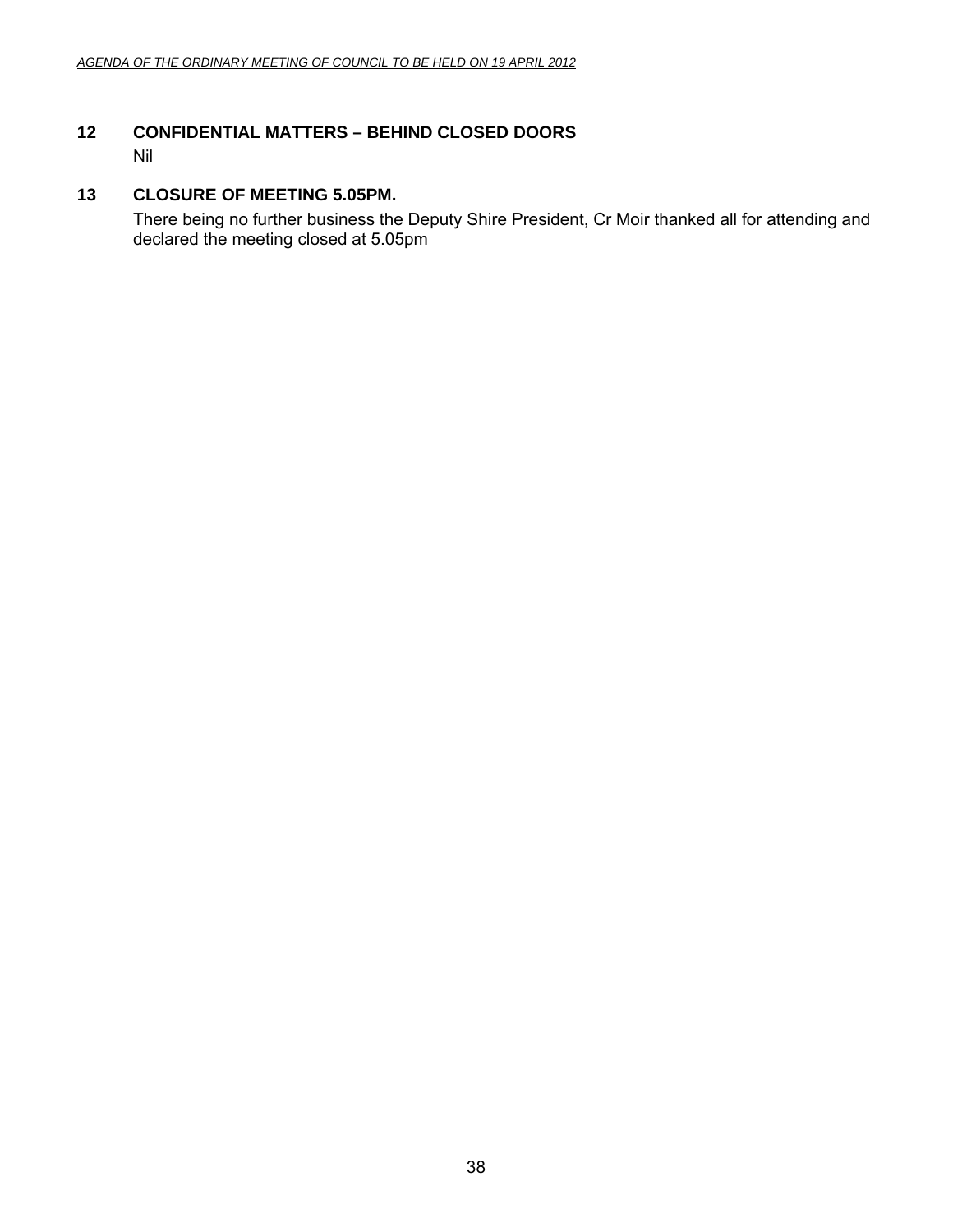## 12 CONFIDENTIAL MATTERS – BEHIND CLOSED DOORS

Nil

## 13 CLOSURE OF MEETING 5.05PM.

There being no further business the Deputy Shire President, Cr Moir thanked all for attending and declared the meeting closed at 5.05pm